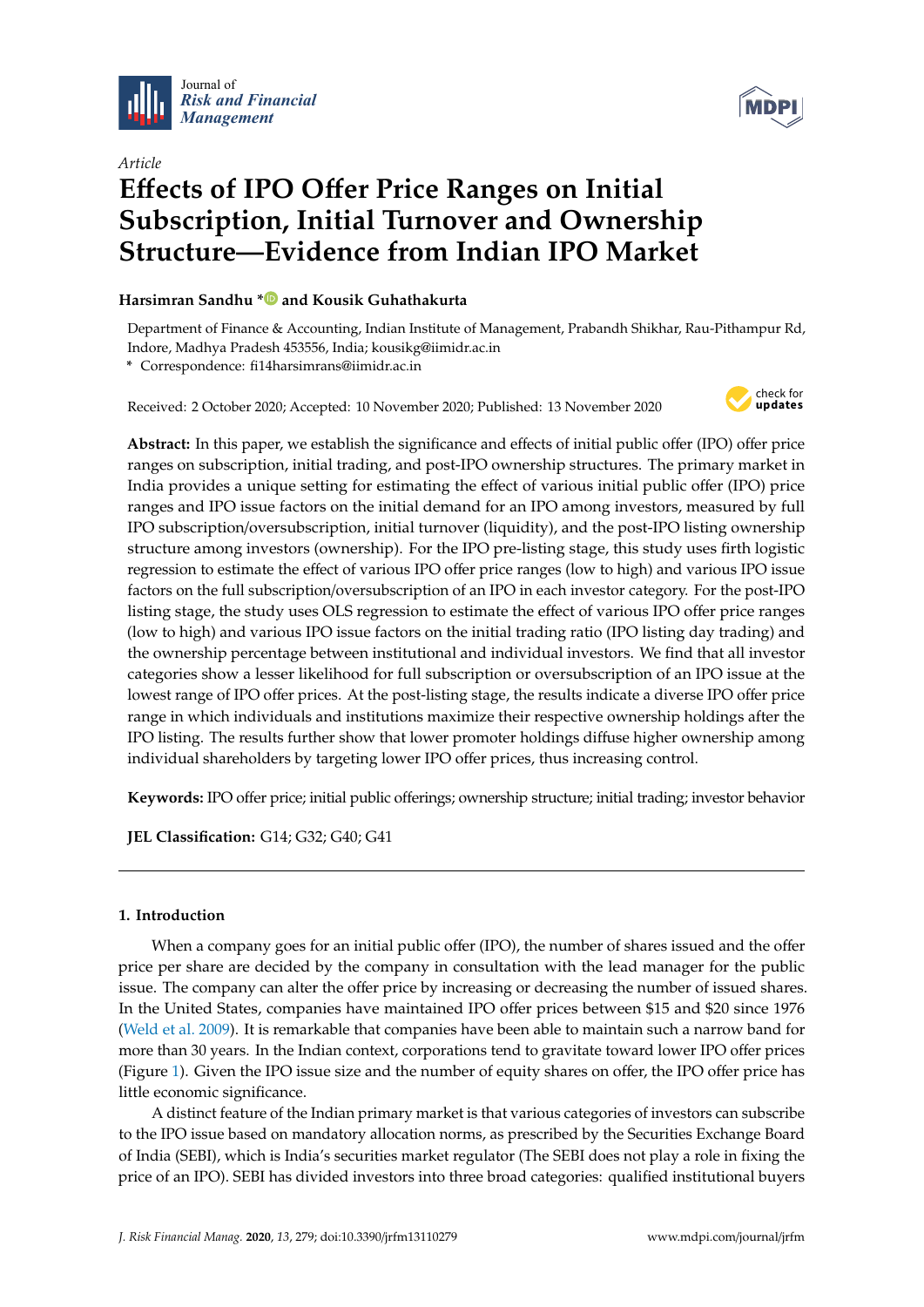Journal of
*Risk and Financial Management*

*Article*

# Effects of IPO Offer Price Ranges on Initial Subscription, Initial Turnover and Ownership Structure—Evidence from Indian IPO Market

**Harsimran Sandhu * and Kousik Guhathakurta**

Department of Finance & Accounting, Indian Institute of Management, Prabandh Shikhar, Rau-Pithampur Rd, Indore, Madhya Pradesh 453556, India; kousikg@iimidr.ac.in

\* Correspondence: fi14harsimrans@iimidr.ac.in

Received: 2 October 2020; Accepted: 10 November 2020; Published: 13 November 2020

**Abstract:** In this paper, we establish the significance and effects of initial public offer (IPO) offer price ranges on subscription, initial trading, and post-IPO ownership structures. The primary market in India provides a unique setting for estimating the effect of various initial public offer (IPO) price ranges and IPO issue factors on the initial demand for an IPO among investors, measured by full IPO subscription/oversubscription, initial turnover (liquidity), and the post-IPO listing ownership structure among investors (ownership). For the IPO pre-listing stage, this study uses firth logistic regression to estimate the effect of various IPO offer price ranges (low to high) and various IPO issue factors on the full subscription/oversubscription of an IPO in each investor category. For the post-IPO listing stage, the study uses OLS regression to estimate the effect of various IPO offer price ranges (low to high) and various IPO issue factors on the initial trading ratio (IPO listing day trading) and the ownership percentage between institutional and individual investors. We find that all investor categories show a lesser likelihood for full subscription or oversubscription of an IPO issue at the lowest range of IPO offer prices. At the post-listing stage, the results indicate a diverse IPO offer price range in which individuals and institutions maximize their respective ownership holdings after the IPO listing. The results further show that lower promoter holdings diffuse higher ownership among individual shareholders by targeting lower IPO offer prices, thus increasing control.

**Keywords:** IPO offer price; initial public offerings; ownership structure; initial trading; investor behavior

**JEL Classification:** G14; G32; G40; G41

---

## 1. Introduction

When a company goes for an initial public offer (IPO), the number of shares issued and the offer price per share are decided by the company in consultation with the lead manager for the public issue. The company can alter the offer price by increasing or decreasing the number of issued shares. In the United States, companies have maintained IPO offer prices between $15 and $20 since 1976 (Weld et al. 2009). It is remarkable that companies have been able to maintain such a narrow band for more than 30 years. In the Indian context, corporations tend to gravitate toward lower IPO offer prices (Figure 1). Given the IPO issue size and the number of equity shares on offer, the IPO offer price has little economic significance.

A distinct feature of the Indian primary market is that various categories of investors can subscribe to the IPO issue based on mandatory allocation norms, as prescribed by the Securities Exchange Board of India (SEBI), which is India's securities market regulator (The SEBI does not play a role in fixing the price of an IPO). SEBI has divided investors into three broad categories: qualified institutional buyers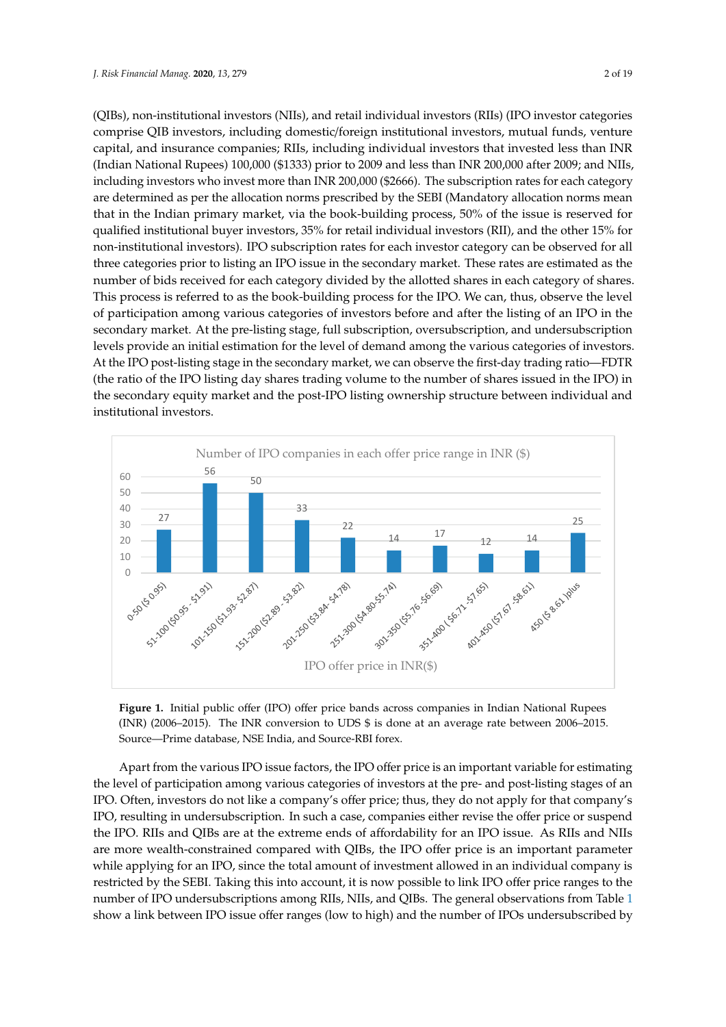(QIBs), non-institutional investors (NIIs), and retail individual investors (RIIs) (IPO investor categories comprise QIB investors, including domestic/foreign institutional investors, mutual funds, venture capital, and insurance companies; RIIs, including individual investors that invested less than INR (Indian National Rupees) 100,000 ($1333) prior to 2009 and less than INR 200,000 after 2009; and NIIs, including investors who invest more than INR 200,000 ($2666). The subscription rates for each category are determined as per the allocation norms prescribed by the SEBI (Mandatory allocation norms mean that in the Indian primary market, via the book-building process, 50% of the issue is reserved for qualified institutional buyer investors, 35% for retail individual investors (RII), and the other 15% for non-institutional investors). IPO subscription rates for each investor category can be observed for all three categories prior to listing an IPO issue in the secondary market. These rates are estimated as the number of bids received for each category divided by the allotted shares in each category of shares. This process is referred to as the book-building process for the IPO. We can, thus, observe the level of participation among various categories of investors before and after the listing of an IPO in the secondary market. At the pre-listing stage, full subscription, oversubscription, and undersubscription levels provide an initial estimation for the level of demand among the various categories of investors. At the IPO post-listing stage in the secondary market, we can observe the first-day trading ratio—FDTR (the ratio of the IPO listing day shares trading volume to the number of shares issued in the IPO) in the secondary equity market and the post-IPO listing ownership structure between individual and institutional investors.

Number of IPO companies in each offer price range in INR ($)

0 10 20 30 40 50 60

27 56 50 33 22 14 17 12 14 25

0-50 ($ 0.95)
51-100 ($0.95 - $1.91)
101-150 ($1.93- $2.87)
151-200 ($2.89 - $3.82)
201-250 ($3.84- $4.78)
251-300 ($4.80-$5.74)
301-350 ($5.76 -$6.69)
351-400 ( $6.71- $7.65)
401-450 ($7.67 -$8.61)
450 ($ 8.61 )plus

IPO offer price in INR($)

**Figure 1.** Initial public offer (IPO) offer price bands across companies in Indian National Rupees (INR) (2006–2015). The INR conversion to UDS $ is done at an average rate between 2006–2015. Source—Prime database, NSE India, and Source-RBI forex.

Apart from the various IPO issue factors, the IPO offer price is an important variable for estimating the level of participation among various categories of investors at the pre- and post-listing stages of an IPO. Often, investors do not like a company's offer price; thus, they do not apply for that company's IPO, resulting in undersubscription. In such a case, companies either revise the offer price or suspend the IPO. RIIs and QIBs are at the extreme ends of affordability for an IPO issue. As RIIs and NIIs are more wealth-constrained compared with QIBs, the IPO offer price is an important parameter while applying for an IPO, since the total amount of investment allowed in an individual company is restricted by the SEBI. Taking this into account, it is now possible to link IPO offer price ranges to the number of IPO undersubscriptions among RIIs, NIIs, and QIBs. The general observations from Table 1 show a link between IPO issue offer ranges (low to high) and the number of IPOs undersubscribed by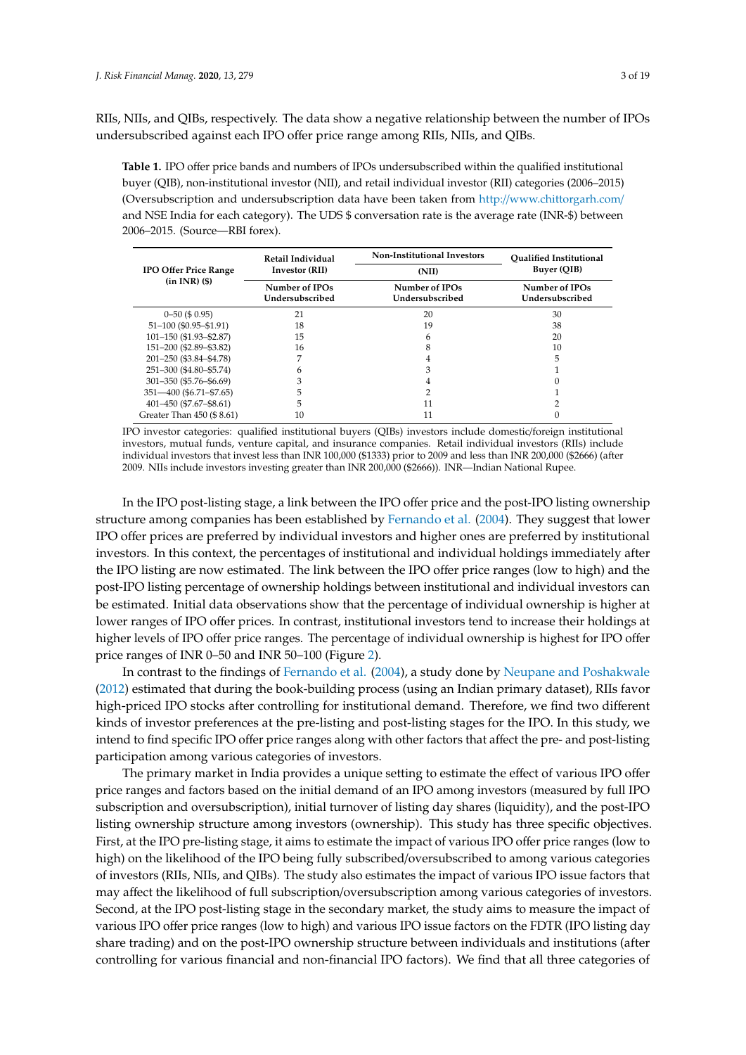RIIs, NIIs, and QIBs, respectively. The data show a negative relationship between the number of IPOs undersubscribed against each IPO offer price range among RIIs, NIIs, and QIBs.

**Table 1.** IPO offer price bands and numbers of IPOs undersubscribed within the qualified institutional buyer (QIB), non-institutional investor (NII), and retail individual investor (RII) categories (2006–2015) (Oversubscription and undersubscription data have been taken from http://www.chittorgarh.com/ and NSE India for each category). The UDS $ conversation rate is the average rate (INR-$) between 2006–2015. (Source—RBI forex).

| IPO Offer Price Range (in INR) ($) | Retail Individual Investor (RII) | Non-Institutional Investors (NII) | Qualified Institutional Buyer (QIB) |
|---|---|---|---|
| | Number of IPOs Undersubscribed | Number of IPOs Undersubscribed | Number of IPOs Undersubscribed |
| 0–50 ($ 0.95) | 21 | 20 | 30 |
| 51–100 ($0.95–$1.91) | 18 | 19 | 38 |
| 101–150 ($1.93–$2.87) | 15 | 6 | 20 |
| 151–200 ($2.89–$3.82) | 16 | 8 | 10 |
| 201–250 ($3.84–$4.78) | 7 | 4 | 5 |
| 251–300 ($4.80–$5.74) | 6 | 3 | 1 |
| 301–350 ($5.76–$6.69) | 3 | 4 | 0 |
| 351—400 ($6.71–$7.65) | 5 | 2 | 1 |
| 401–450 ($7.67–$8.61) | 5 | 11 | 2 |
| Greater Than 450 ($ 8.61) | 10 | 11 | 0 |

IPO investor categories: qualified institutional buyers (QIBs) investors include domestic/foreign institutional investors, mutual funds, venture capital, and insurance companies. Retail individual investors (RIIs) include individual investors that invest less than INR 100,000 ($1333) prior to 2009 and less than INR 200,000 ($2666) (after 2009. NIIs include investors investing greater than INR 200,000 ($2666)). INR—Indian National Rupee.

In the IPO post-listing stage, a link between the IPO offer price and the post-IPO listing ownership structure among companies has been established by Fernando et al. (2004). They suggest that lower IPO offer prices are preferred by individual investors and higher ones are preferred by institutional investors. In this context, the percentages of institutional and individual holdings immediately after the IPO listing are now estimated. The link between the IPO offer price ranges (low to high) and the post-IPO listing percentage of ownership holdings between institutional and individual investors can be estimated. Initial data observations show that the percentage of individual ownership is higher at lower ranges of IPO offer prices. In contrast, institutional investors tend to increase their holdings at higher levels of IPO offer price ranges. The percentage of individual ownership is highest for IPO offer price ranges of INR 0–50 and INR 50–100 (Figure 2).

In contrast to the findings of Fernando et al. (2004), a study done by Neupane and Poshakwale (2012) estimated that during the book-building process (using an Indian primary dataset), RIIs favor high-priced IPO stocks after controlling for institutional demand. Therefore, we find two different kinds of investor preferences at the pre-listing and post-listing stages for the IPO. In this study, we intend to find specific IPO offer price ranges along with other factors that affect the pre- and post-listing participation among various categories of investors.

The primary market in India provides a unique setting to estimate the effect of various IPO offer price ranges and factors based on the initial demand of an IPO among investors (measured by full IPO subscription and oversubscription), initial turnover of listing day shares (liquidity), and the post-IPO listing ownership structure among investors (ownership). This study has three specific objectives. First, at the IPO pre-listing stage, it aims to estimate the impact of various IPO offer price ranges (low to high) on the likelihood of the IPO being fully subscribed/oversubscribed to among various categories of investors (RIIs, NIIs, and QIBs). The study also estimates the impact of various IPO issue factors that may affect the likelihood of full subscription/oversubscription among various categories of investors. Second, at the IPO post-listing stage in the secondary market, the study aims to measure the impact of various IPO offer price ranges (low to high) and various IPO issue factors on the FDTR (IPO listing day share trading) and on the post-IPO ownership structure between individuals and institutions (after controlling for various financial and non-financial IPO factors). We find that all three categories of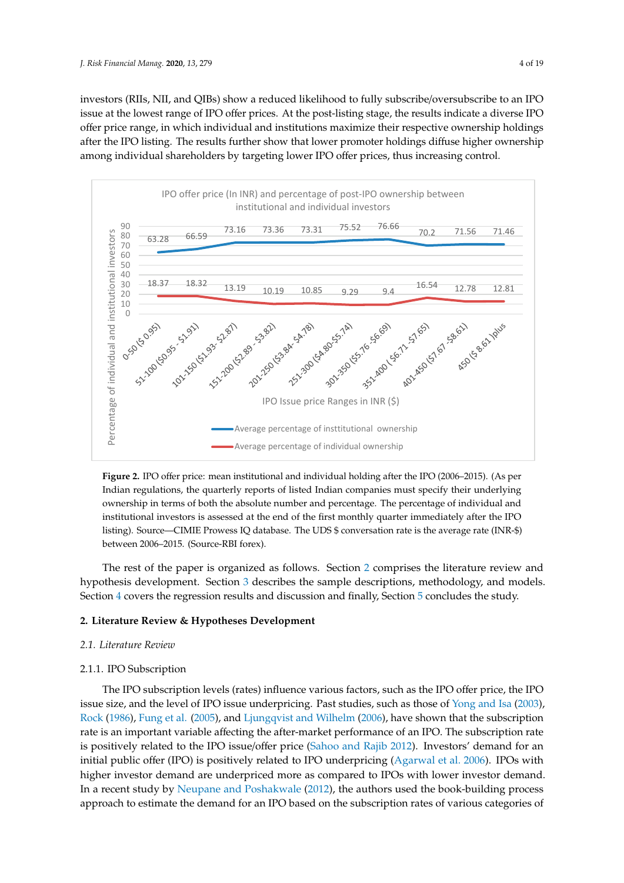investors (RIIs, NII, and QIBs) show a reduced likelihood to fully subscribe/oversubscribe to an IPO issue at the lowest range of IPO offer prices. At the post-listing stage, the results indicate a diverse IPO offer price range, in which individual and institutions maximize their respective ownership holdings after the IPO listing. The results further show that lower promoter holdings diffuse higher ownership among individual shareholders by targeting lower IPO offer prices, thus increasing control.

IPO offer price (In INR) and percentage of post-IPO ownership between institutional and individual investors

Percentage of individual and institutional investors

90
80
70
60
50
40
30
20
10
0

63.28 66.59 73.16 73.36 73.31 75.52 76.66 70.2 71.56 71.46

18.37 18.32 13.19 10.19 10.85 9.29 9.4 16.54 12.78 12.81

0-50 ($ 0.95)
51-100 ($0.95 - $1.91)
101-150 ($1.93- $2.87)
151-200 ($2.89 - $3.82)
201-250 ($3.84- $4.78)
251-300 ($4.80-$5.74)
301-350 ($5.76 -$6.69)
351-400 ( $6.71 -$7.65)
401-450 ($7.67 -$8.61)
450 ($ 8.61 )plus

IPO Issue price Ranges in INR ($)

Average percentage of insttitutional ownership
Average percentage of individual ownership

**Figure 2.** IPO offer price: mean institutional and individual holding after the IPO (2006–2015). (As per Indian regulations, the quarterly reports of listed Indian companies must specify their underlying ownership in terms of both the absolute number and percentage. The percentage of individual and institutional investors is assessed at the end of the first monthly quarter immediately after the IPO listing). Source—CIMIE Prowess IQ database. The UDS $ conversation rate is the average rate (INR-$) between 2006–2015. (Source-RBI forex).

The rest of the paper is organized as follows. Section 2 comprises the literature review and hypothesis development. Section 3 describes the sample descriptions, methodology, and models. Section 4 covers the regression results and discussion and finally, Section 5 concludes the study.

## 2. Literature Review & Hypotheses Development

### 2.1. Literature Review

#### 2.1.1. IPO Subscription

The IPO subscription levels (rates) influence various factors, such as the IPO offer price, the IPO issue size, and the level of IPO issue underpricing. Past studies, such as those of Yong and Isa (2003), Rock (1986), Fung et al. (2005), and Ljungqvist and Wilhelm (2006), have shown that the subscription rate is an important variable affecting the after-market performance of an IPO. The subscription rate is positively related to the IPO issue/offer price (Sahoo and Rajib 2012). Investors' demand for an initial public offer (IPO) is positively related to IPO underpricing (Agarwal et al. 2006). IPOs with higher investor demand are underpriced more as compared to IPOs with lower investor demand. In a recent study by Neupane and Poshakwale (2012), the authors used the book-building process approach to estimate the demand for an IPO based on the subscription rates of various categories of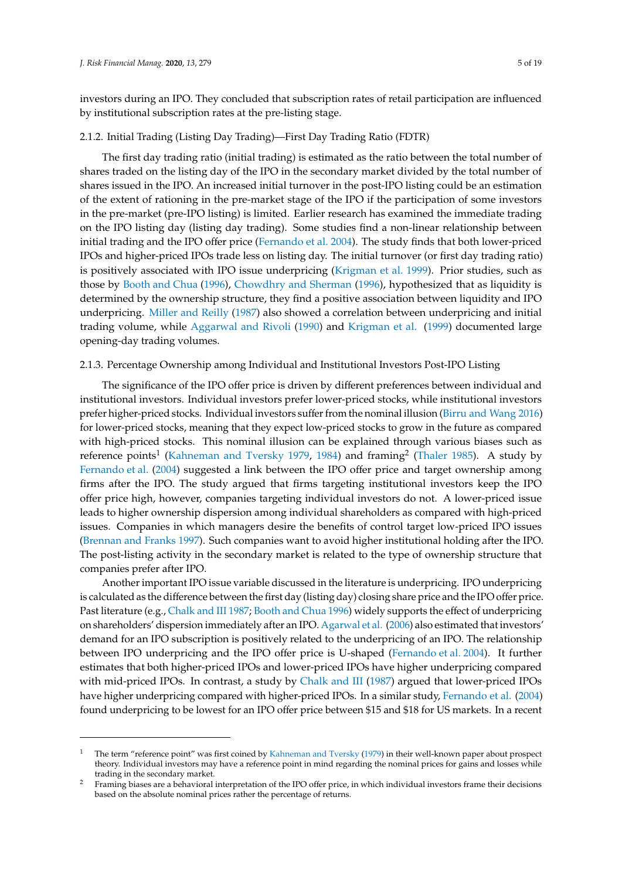investors during an IPO. They concluded that subscription rates of retail participation are influenced by institutional subscription rates at the pre-listing stage.

#### 2.1.2. Initial Trading (Listing Day Trading)—First Day Trading Ratio (FDTR)

The first day trading ratio (initial trading) is estimated as the ratio between the total number of shares traded on the listing day of the IPO in the secondary market divided by the total number of shares issued in the IPO. An increased initial turnover in the post-IPO listing could be an estimation of the extent of rationing in the pre-market stage of the IPO if the participation of some investors in the pre-market (pre-IPO listing) is limited. Earlier research has examined the immediate trading on the IPO listing day (listing day trading). Some studies find a non-linear relationship between initial trading and the IPO offer price (Fernando et al. 2004). The study finds that both lower-priced IPOs and higher-priced IPOs trade less on listing day. The initial turnover (or first day trading ratio) is positively associated with IPO issue underpricing (Krigman et al. 1999). Prior studies, such as those by Booth and Chua (1996), Chowdhry and Sherman (1996), hypothesized that as liquidity is determined by the ownership structure, they find a positive association between liquidity and IPO underpricing. Miller and Reilly (1987) also showed a correlation between underpricing and initial trading volume, while Aggarwal and Rivoli (1990) and Krigman et al. (1999) documented large opening-day trading volumes.

#### 2.1.3. Percentage Ownership among Individual and Institutional Investors Post-IPO Listing

The significance of the IPO offer price is driven by different preferences between individual and institutional investors. Individual investors prefer lower-priced stocks, while institutional investors prefer higher-priced stocks. Individual investors suffer from the nominal illusion (Birru and Wang 2016) for lower-priced stocks, meaning that they expect low-priced stocks to grow in the future as compared with high-priced stocks. This nominal illusion can be explained through various biases such as reference points[1] (Kahneman and Tversky 1979, 1984) and framing[2] (Thaler 1985). A study by Fernando et al. (2004) suggested a link between the IPO offer price and target ownership among firms after the IPO. The study argued that firms targeting institutional investors keep the IPO offer price high, however, companies targeting individual investors do not. A lower-priced issue leads to higher ownership dispersion among individual shareholders as compared with high-priced issues. Companies in which managers desire the benefits of control target low-priced IPO issues (Brennan and Franks 1997). Such companies want to avoid higher institutional holding after the IPO. The post-listing activity in the secondary market is related to the type of ownership structure that companies prefer after IPO.

Another important IPO issue variable discussed in the literature is underpricing. IPO underpricing is calculated as the difference between the first day (listing day) closing share price and the IPO offer price. Past literature (e.g., Chalk and III 1987; Booth and Chua 1996) widely supports the effect of underpricing on shareholders' dispersion immediately after an IPO. Agarwal et al. (2006) also estimated that investors' demand for an IPO subscription is positively related to the underpricing of an IPO. The relationship between IPO underpricing and the IPO offer price is U-shaped (Fernando et al. 2004). It further estimates that both higher-priced IPOs and lower-priced IPOs have higher underpricing compared with mid-priced IPOs. In contrast, a study by Chalk and III (1987) argued that lower-priced IPOs have higher underpricing compared with higher-priced IPOs. In a similar study, Fernando et al. (2004) found underpricing to be lowest for an IPO offer price between $15 and $18 for US markets. In a recent

---

[1] The term "reference point" was first coined by Kahneman and Tversky (1979) in their well-known paper about prospect theory. Individual investors may have a reference point in mind regarding the nominal prices for gains and losses while trading in the secondary market.

[2] Framing biases are a behavioral interpretation of the IPO offer price, in which individual investors frame their decisions based on the absolute nominal prices rather the percentage of returns.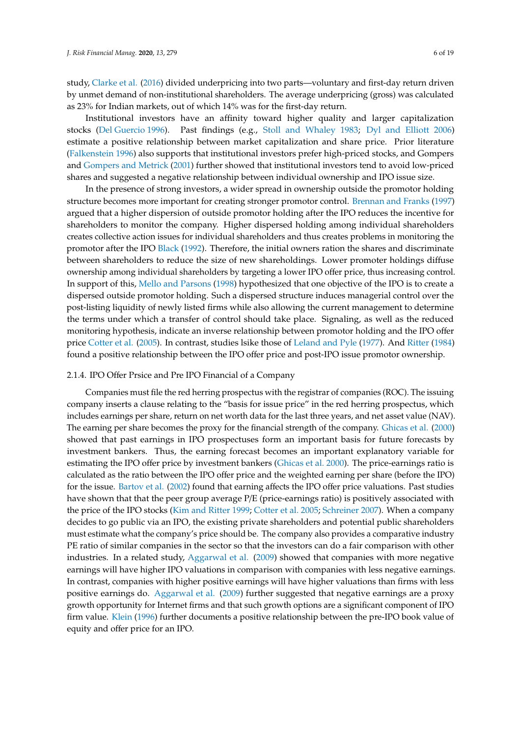study, Clarke et al. (2016) divided underpricing into two parts—voluntary and first-day return driven by unmet demand of non-institutional shareholders. The average underpricing (gross) was calculated as 23% for Indian markets, out of which 14% was for the first-day return.

Institutional investors have an affinity toward higher quality and larger capitalization stocks (Del Guercio 1996). Past findings (e.g., Stoll and Whaley 1983; Dyl and Elliott 2006) estimate a positive relationship between market capitalization and share price. Prior literature (Falkenstein 1996) also supports that institutional investors prefer high-priced stocks, and Gompers and Gompers and Metrick (2001) further showed that institutional investors tend to avoid low-priced shares and suggested a negative relationship between individual ownership and IPO issue size.

In the presence of strong investors, a wider spread in ownership outside the promotor holding structure becomes more important for creating stronger promotor control. Brennan and Franks (1997) argued that a higher dispersion of outside promotor holding after the IPO reduces the incentive for shareholders to monitor the company. Higher dispersed holding among individual shareholders creates collective action issues for individual shareholders and thus creates problems in monitoring the promotor after the IPO Black (1992). Therefore, the initial owners ration the shares and discriminate between shareholders to reduce the size of new shareholdings. Lower promoter holdings diffuse ownership among individual shareholders by targeting a lower IPO offer price, thus increasing control. In support of this, Mello and Parsons (1998) hypothesized that one objective of the IPO is to create a dispersed outside promotor holding. Such a dispersed structure induces managerial control over the post-listing liquidity of newly listed firms while also allowing the current management to determine the terms under which a transfer of control should take place. Signaling, as well as the reduced monitoring hypothesis, indicate an inverse relationship between promotor holding and the IPO offer price Cotter et al. (2005). In contrast, studies lsike those of Leland and Pyle (1977). And Ritter (1984) found a positive relationship between the IPO offer price and post-IPO issue promotor ownership.

#### 2.1.4. IPO Offer Prsice and Pre IPO Financial of a Company

Companies must file the red herring prospectus with the registrar of companies (ROC). The issuing company inserts a clause relating to the "basis for issue price" in the red herring prospectus, which includes earnings per share, return on net worth data for the last three years, and net asset value (NAV). The earning per share becomes the proxy for the financial strength of the company. Ghicas et al. (2000) showed that past earnings in IPO prospectuses form an important basis for future forecasts by investment bankers. Thus, the earning forecast becomes an important explanatory variable for estimating the IPO offer price by investment bankers (Ghicas et al. 2000). The price-earnings ratio is calculated as the ratio between the IPO offer price and the weighted earning per share (before the IPO) for the issue. Bartov et al. (2002) found that earning affects the IPO offer price valuations. Past studies have shown that that the peer group average P/E (price-earnings ratio) is positively associated with the price of the IPO stocks (Kim and Ritter 1999; Cotter et al. 2005; Schreiner 2007). When a company decides to go public via an IPO, the existing private shareholders and potential public shareholders must estimate what the company's price should be. The company also provides a comparative industry PE ratio of similar companies in the sector so that the investors can do a fair comparison with other industries. In a related study, Aggarwal et al. (2009) showed that companies with more negative earnings will have higher IPO valuations in comparison with companies with less negative earnings. In contrast, companies with higher positive earnings will have higher valuations than firms with less positive earnings do. Aggarwal et al. (2009) further suggested that negative earnings are a proxy growth opportunity for Internet firms and that such growth options are a significant component of IPO firm value. Klein (1996) further documents a positive relationship between the pre-IPO book value of equity and offer price for an IPO.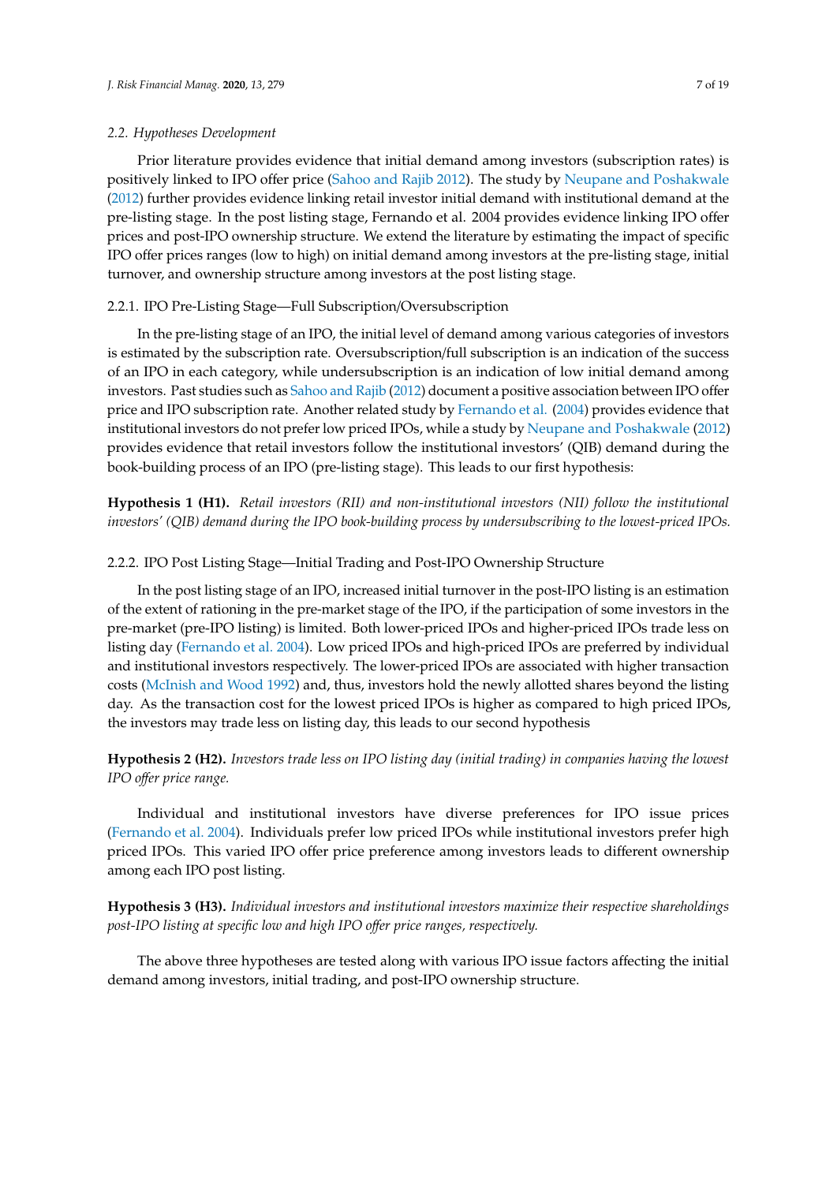### 2.2. Hypotheses Development

Prior literature provides evidence that initial demand among investors (subscription rates) is positively linked to IPO offer price (Sahoo and Rajib 2012). The study by Neupane and Poshakwale (2012) further provides evidence linking retail investor initial demand with institutional demand at the pre-listing stage. In the post listing stage, Fernando et al. 2004 provides evidence linking IPO offer prices and post-IPO ownership structure. We extend the literature by estimating the impact of specific IPO offer prices ranges (low to high) on initial demand among investors at the pre-listing stage, initial turnover, and ownership structure among investors at the post listing stage.

#### 2.2.1. IPO Pre-Listing Stage—Full Subscription/Oversubscription

In the pre-listing stage of an IPO, the initial level of demand among various categories of investors is estimated by the subscription rate. Oversubscription/full subscription is an indication of the success of an IPO in each category, while undersubscription is an indication of low initial demand among investors. Past studies such as Sahoo and Rajib (2012) document a positive association between IPO offer price and IPO subscription rate. Another related study by Fernando et al. (2004) provides evidence that institutional investors do not prefer low priced IPOs, while a study by Neupane and Poshakwale (2012) provides evidence that retail investors follow the institutional investors' (QIB) demand during the book-building process of an IPO (pre-listing stage). This leads to our first hypothesis:

**Hypothesis 1 (H1).** *Retail investors (RII) and non-institutional investors (NII) follow the institutional investors' (QIB) demand during the IPO book-building process by undersubscribing to the lowest-priced IPOs.*

#### 2.2.2. IPO Post Listing Stage—Initial Trading and Post-IPO Ownership Structure

In the post listing stage of an IPO, increased initial turnover in the post-IPO listing is an estimation of the extent of rationing in the pre-market stage of the IPO, if the participation of some investors in the pre-market (pre-IPO listing) is limited. Both lower-priced IPOs and higher-priced IPOs trade less on listing day (Fernando et al. 2004). Low priced IPOs and high-priced IPOs are preferred by individual and institutional investors respectively. The lower-priced IPOs are associated with higher transaction costs (McInish and Wood 1992) and, thus, investors hold the newly allotted shares beyond the listing day. As the transaction cost for the lowest priced IPOs is higher as compared to high priced IPOs, the investors may trade less on listing day, this leads to our second hypothesis

**Hypothesis 2 (H2).** *Investors trade less on IPO listing day (initial trading) in companies having the lowest IPO offer price range.*

Individual and institutional investors have diverse preferences for IPO issue prices (Fernando et al. 2004). Individuals prefer low priced IPOs while institutional investors prefer high priced IPOs. This varied IPO offer price preference among investors leads to different ownership among each IPO post listing.

**Hypothesis 3 (H3).** *Individual investors and institutional investors maximize their respective shareholdings post-IPO listing at specific low and high IPO offer price ranges, respectively.*

The above three hypotheses are tested along with various IPO issue factors affecting the initial demand among investors, initial trading, and post-IPO ownership structure.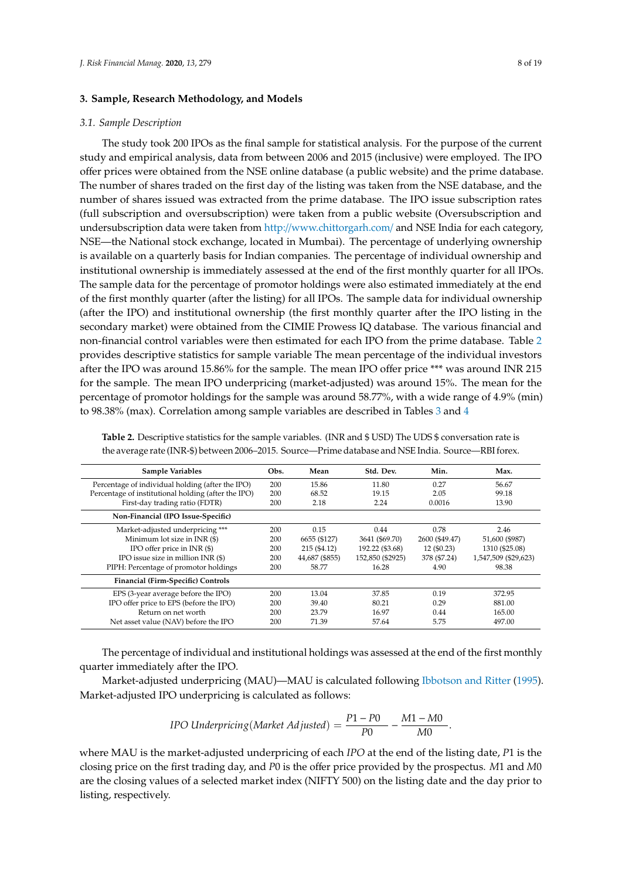## 3. Sample, Research Methodology, and Models

### 3.1. Sample Description

The study took 200 IPOs as the final sample for statistical analysis. For the purpose of the current study and empirical analysis, data from between 2006 and 2015 (inclusive) were employed. The IPO offer prices were obtained from the NSE online database (a public website) and the prime database. The number of shares traded on the first day of the listing was taken from the NSE database, and the number of shares issued was extracted from the prime database. The IPO issue subscription rates (full subscription and oversubscription) were taken from a public website (Oversubscription and undersubscription data were taken from http://www.chittorgarh.com/ and NSE India for each category, NSE—the National stock exchange, located in Mumbai). The percentage of underlying ownership is available on a quarterly basis for Indian companies. The percentage of individual ownership and institutional ownership is immediately assessed at the end of the first monthly quarter for all IPOs. The sample data for the percentage of promotor holdings were also estimated immediately at the end of the first monthly quarter (after the listing) for all IPOs. The sample data for individual ownership (after the IPO) and institutional ownership (the first monthly quarter after the IPO listing in the secondary market) were obtained from the CIMIE Prowess IQ database. The various financial and non-financial control variables were then estimated for each IPO from the prime database. Table 2 provides descriptive statistics for sample variable The mean percentage of the individual investors after the IPO was around 15.86% for the sample. The mean IPO offer price *** was around INR 215 for the sample. The mean IPO underpricing (market-adjusted) was around 15%. The mean for the percentage of promotor holdings for the sample was around 58.77%, with a wide range of 4.9% (min) to 98.38% (max). Correlation among sample variables are described in Tables 3 and 4

**Table 2.** Descriptive statistics for the sample variables. (INR and $ USD) The UDS $ conversation rate is the average rate (INR-$) between 2006–2015. Source—Prime database and NSE India. Source—RBI forex.

| Sample Variables | Obs. | Mean | Std. Dev. | Min. | Max. |
|---|---|---|---|---|---|
| Percentage of individual holding (after the IPO) | 200 | 15.86 | 11.80 | 0.27 | 56.67 |
| Percentage of institutional holding (after the IPO) | 200 | 68.52 | 19.15 | 2.05 | 99.18 |
| First-day trading ratio (FDTR) | 200 | 2.18 | 2.24 | 0.0016 | 13.90 |
| **Non-Financial (IPO Issue-Specific)** | | | | | |
| Market-adjusted underpricing *** | 200 | 0.15 | 0.44 | 0.78 | 2.46 |
| Minimum lot size in INR ($) | 200 | 6655 ($127) | 3641 ($69.70) | 2600 ($49.47) | 51,600 ($987) |
| IPO offer price in INR ($) | 200 | 215 ($4.12) | 192.22 ($3.68) | 12 ($0.23) | 1310 ($25.08) |
| IPO issue size in million INR ($) | 200 | 44,687 ($855) | 152,850 ($2925) | 378 ($7.24) | 1,547,509 ($29,623) |
| PIPH: Percentage of promotor holdings | 200 | 58.77 | 16.28 | 4.90 | 98.38 |
| **Financial (Firm-Specific) Controls** | | | | | |
| EPS (3-year average before the IPO) | 200 | 13.04 | 37.85 | 0.19 | 372.95 |
| IPO offer price to EPS (before the IPO) | 200 | 39.40 | 80.21 | 0.29 | 881.00 |
| Return on net worth | 200 | 23.79 | 16.97 | 0.44 | 165.00 |
| Net asset value (NAV) before the IPO | 200 | 71.39 | 57.64 | 5.75 | 497.00 |

The percentage of individual and institutional holdings was assessed at the end of the first monthly quarter immediately after the IPO.

Market-adjusted underpricing (MAU)—MAU is calculated following Ibbotson and Ritter (1995). Market-adjusted IPO underpricing is calculated as follows:

$$IPO\ Underpricing(Market\ Adjusted) = \frac{P1 - P0}{P0} - \frac{M1 - M0}{M0}.$$

where MAU is the market-adjusted underpricing of each *IPO* at the end of the listing date, *P*1 is the closing price on the first trading day, and *P*0 is the offer price provided by the prospectus. *M*1 and *M*0 are the closing values of a selected market index (NIFTY 500) on the listing date and the day prior to listing, respectively.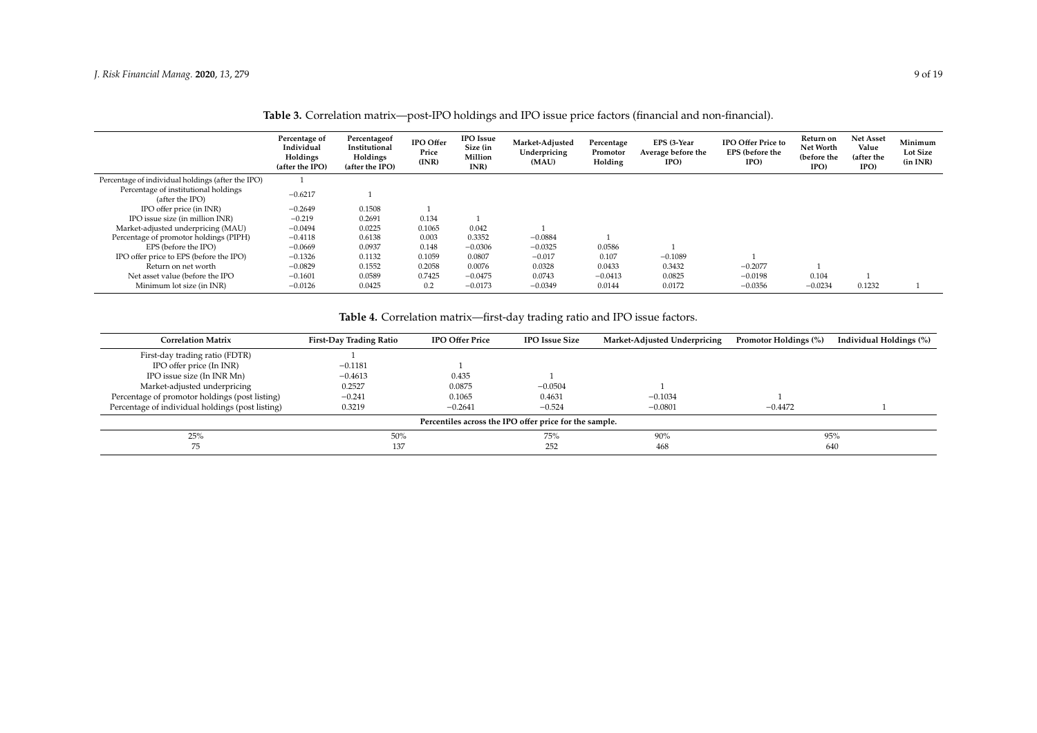**Table 3.** Correlation matrix—post-IPO holdings and IPO issue price factors (financial and non-financial).

| | Percentage of Individual Holdings (after the IPO) | Percentageof Institutional Holdings (after the IPO) | IPO Offer Price (INR) | IPO Issue Size (in Million INR) | Market-Adjusted Underpricing (MAU) | Percentage Promotor Holding | EPS (3-Year Average before the IPO) | IPO Offer Price to EPS (before the IPO) | Return on Net Worth (before the IPO) | Net Asset Value (after the IPO) | Minimum Lot Size (in INR) |
|---|---|---|---|---|---|---|---|---|---|---|---|
| Percentage of individual holdings (after the IPO) | 1 | | | | | | | | | | |
| Percentage of institutional holdings (after the IPO) | −0.6217 | 1 | | | | | | | | | |
| IPO offer price (in INR) | −0.2649 | 0.1508 | 1 | | | | | | | | |
| IPO issue size (in million INR) | −0.219 | 0.2691 | 0.134 | 1 | | | | | | | |
| Market-adjusted underpricing (MAU) | −0.0494 | 0.0225 | 0.1065 | 0.042 | 1 | | | | | | |
| Percentage of promotor holdings (PIPH) | −0.4118 | 0.6138 | 0.003 | 0.3352 | −0.0884 | 1 | | | | | |
| EPS (before the IPO) | −0.0669 | 0.0937 | 0.148 | −0.0306 | −0.0325 | 0.0586 | 1 | | | | |
| IPO offer price to EPS (before the IPO) | −0.1326 | 0.1132 | 0.1059 | 0.0807 | −0.017 | 0.107 | −0.1089 | 1 | | | |
| Return on net worth | −0.0829 | 0.1552 | 0.2058 | 0.0076 | 0.0328 | 0.0433 | 0.3432 | −0.2077 | 1 | | |
| Net asset value (before the IPO | −0.1601 | 0.0589 | 0.7425 | −0.0475 | 0.0743 | −0.0413 | 0.0825 | −0.0198 | 0.104 | 1 | |
| Minimum lot size (in INR) | −0.0126 | 0.0425 | 0.2 | −0.0173 | −0.0349 | 0.0144 | 0.0172 | −0.0356 | −0.0234 | 0.1232 | 1 |

**Table 4.** Correlation matrix—first-day trading ratio and IPO issue factors.

| Correlation Matrix | First-Day Trading Ratio | IPO Offer Price | IPO Issue Size | Market-Adjusted Underpricing | Promotor Holdings (%) | Individual Holdings (%) |
|---|---|---|---|---|---|---|
| First-day trading ratio (FDTR) | 1 | | | | | |
| IPO offer price (In INR) | −0.1181 | 1 | | | | |
| IPO issue size (In INR Mn) | −0.4613 | 0.435 | 1 | | | |
| Market-adjusted underpricing | 0.2527 | 0.0875 | −0.0504 | 1 | | |
| Percentage of promotor holdings (post listing) | −0.241 | 0.1065 | 0.4631 | −0.1034 | 1 | |
| Percentage of individual holdings (post listing) | 0.3219 | −0.2641 | −0.524 | −0.0801 | −0.4472 | 1 |

Percentiles across the IPO offer price for the sample.

| 25% | 50% | 75% | 90% | 95% |
|---|---|---|---|---|
| 75 | 137 | 252 | 468 | 640 |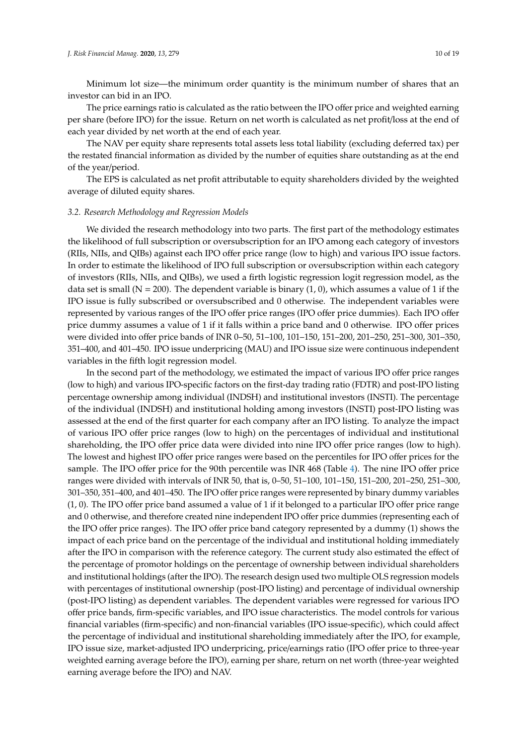Minimum lot size—the minimum order quantity is the minimum number of shares that an investor can bid in an IPO.

The price earnings ratio is calculated as the ratio between the IPO offer price and weighted earning per share (before IPO) for the issue. Return on net worth is calculated as net profit/loss at the end of each year divided by net worth at the end of each year.

The NAV per equity share represents total assets less total liability (excluding deferred tax) per the restated financial information as divided by the number of equities share outstanding as at the end of the year/period.

The EPS is calculated as net profit attributable to equity shareholders divided by the weighted average of diluted equity shares.

### *3.2. Research Methodology and Regression Models*

We divided the research methodology into two parts. The first part of the methodology estimates the likelihood of full subscription or oversubscription for an IPO among each category of investors (RIIs, NIIs, and QIBs) against each IPO offer price range (low to high) and various IPO issue factors. In order to estimate the likelihood of IPO full subscription or oversubscription within each category of investors (RIIs, NIIs, and QIBs), we used a firth logistic regression logit regression model, as the data set is small (N = 200). The dependent variable is binary (1, 0), which assumes a value of 1 if the IPO issue is fully subscribed or oversubscribed and 0 otherwise. The independent variables were represented by various ranges of the IPO offer price ranges (IPO offer price dummies). Each IPO offer price dummy assumes a value of 1 if it falls within a price band and 0 otherwise. IPO offer prices were divided into offer price bands of INR 0–50, 51–100, 101–150, 151–200, 201–250, 251–300, 301–350, 351–400, and 401–450. IPO issue underpricing (MAU) and IPO issue size were continuous independent variables in the fifth logit regression model.

In the second part of the methodology, we estimated the impact of various IPO offer price ranges (low to high) and various IPO-specific factors on the first-day trading ratio (FDTR) and post-IPO listing percentage ownership among individual (INDSH) and institutional investors (INSTI). The percentage of the individual (INDSH) and institutional holding among investors (INSTI) post-IPO listing was assessed at the end of the first quarter for each company after an IPO listing. To analyze the impact of various IPO offer price ranges (low to high) on the percentages of individual and institutional shareholding, the IPO offer price data were divided into nine IPO offer price ranges (low to high). The lowest and highest IPO offer price ranges were based on the percentiles for IPO offer prices for the sample. The IPO offer price for the 90th percentile was INR 468 (Table 4). The nine IPO offer price ranges were divided with intervals of INR 50, that is, 0–50, 51–100, 101–150, 151–200, 201–250, 251–300, 301–350, 351–400, and 401–450. The IPO offer price ranges were represented by binary dummy variables (1, 0). The IPO offer price band assumed a value of 1 if it belonged to a particular IPO offer price range and 0 otherwise, and therefore created nine independent IPO offer price dummies (representing each of the IPO offer price ranges). The IPO offer price band category represented by a dummy (1) shows the impact of each price band on the percentage of the individual and institutional holding immediately after the IPO in comparison with the reference category. The current study also estimated the effect of the percentage of promotor holdings on the percentage of ownership between individual shareholders and institutional holdings (after the IPO). The research design used two multiple OLS regression models with percentages of institutional ownership (post-IPO listing) and percentage of individual ownership (post-IPO listing) as dependent variables. The dependent variables were regressed for various IPO offer price bands, firm-specific variables, and IPO issue characteristics. The model controls for various financial variables (firm-specific) and non-financial variables (IPO issue-specific), which could affect the percentage of individual and institutional shareholding immediately after the IPO, for example, IPO issue size, market-adjusted IPO underpricing, price/earnings ratio (IPO offer price to three-year weighted earning average before the IPO), earning per share, return on net worth (three-year weighted earning average before the IPO) and NAV.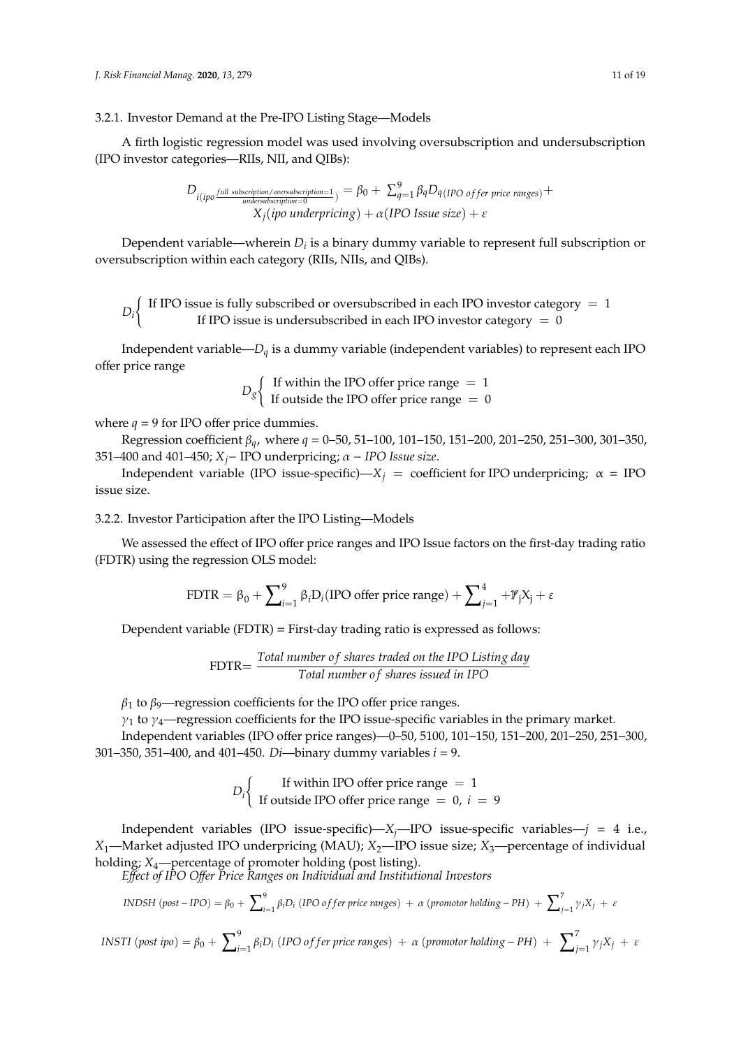3.2.1. Investor Demand at the Pre-IPO Listing Stage—Models

A firth logistic regression model was used involving oversubscription and undersubscription (IPO investor categories—RIIs, NII, and QIBs):

$$D_{i(ipo\frac{full\ subscription/oversubscription=1}{undersubscription=0})} = \beta_0 + \sum_{q=1}^{9} \beta_q D_{q(IPO\ offer\ price\ ranges)} + X_j(ipo\ underpricing) + \alpha(IPO\ Issue\ size) + \varepsilon$$

Dependent variable—wherein $D_i$ is a binary dummy variable to represent full subscription or oversubscription within each category (RIIs, NIIs, and QIBs).

$$D_i \begin{cases} \text{If IPO issue is fully subscribed or oversubscribed in each IPO investor category } = 1 \\ \text{If IPO issue is undersubscribed in each IPO investor category } = 0 \end{cases}$$

Independent variable—$D_q$ is a dummy variable (independent variables) to represent each IPO offer price range

$$D_g \begin{cases} \text{If within the IPO offer price range } = 1 \\ \text{If outside the IPO offer price range } = 0 \end{cases}$$

where $q$ = 9 for IPO offer price dummies.

Regression coefficient $\beta_q$, where $q$ = 0–50, 51–100, 101–150, 151–200, 201–250, 251–300, 301–350, 351–400 and 401–450; $X_j-$ IPO underpricing; $\alpha - IPO\ Issue\ size$.

Independent variable (IPO issue-specific)—$X_j$ = coefficient for IPO underpricing; $\alpha$ = IPO issue size.

3.2.2. Investor Participation after the IPO Listing—Models

We assessed the effect of IPO offer price ranges and IPO Issue factors on the first-day trading ratio (FDTR) using the regression OLS model:

$$\text{FDTR} = \beta_0 + \sum_{i=1}^{9} \beta_i D_i(\text{IPO offer price range}) + \sum_{j=1}^{4} + \gamma_j X_j + \varepsilon$$

Dependent variable (FDTR) = First-day trading ratio is expressed as follows:

$$\text{FDTR} = \frac{Total\ number\ of\ shares\ traded\ on\ the\ IPO\ Listing\ day}{Total\ number\ of\ shares\ issued\ in\ IPO}$$

$\beta_1$ to $\beta_9$—regression coefficients for the IPO offer price ranges.

$\gamma_1$ to $\gamma_4$—regression coefficients for the IPO issue-specific variables in the primary market.

Independent variables (IPO offer price ranges)—0–50, 5100, 101–150, 151–200, 201–250, 251–300, 301–350, 351–400, and 401–450. $Di$—binary dummy variables $i$ = 9.

$$D_i \begin{cases} \text{If within IPO offer price range } = 1 \\ \text{If outside IPO offer price range } = 0,\ i\ =\ 9 \end{cases}$$

Independent variables (IPO issue-specific)—$X_j$—IPO issue-specific variables—$j$ = 4 i.e., $X_1$—Market adjusted IPO underpricing (MAU); $X_2$—IPO issue size; $X_3$—percentage of individual holding; $X_4$—percentage of promoter holding (post listing).

*Effect of IPO Offer Price Ranges on Individual and Institutional Investors*

$$INDSH\ (post-IPO) = \beta_0 + \sum_{i=1}^{9} \beta_i D_i\ (IPO\ offer\ price\ ranges)\ +\ \alpha\ (promotor\ holding - PH)\ +\ \sum_{j=1}^{7} \gamma_j X_j\ +\ \varepsilon$$

$$INSTI\ (post\ ipo) = \beta_0 + \sum_{i=1}^{9} \beta_i D_i\ (IPO\ offer\ price\ ranges)\ +\ \alpha\ (promotor\ holding - PH)\ +\ \sum_{j=1}^{7} \gamma_j X_j\ +\ \varepsilon$$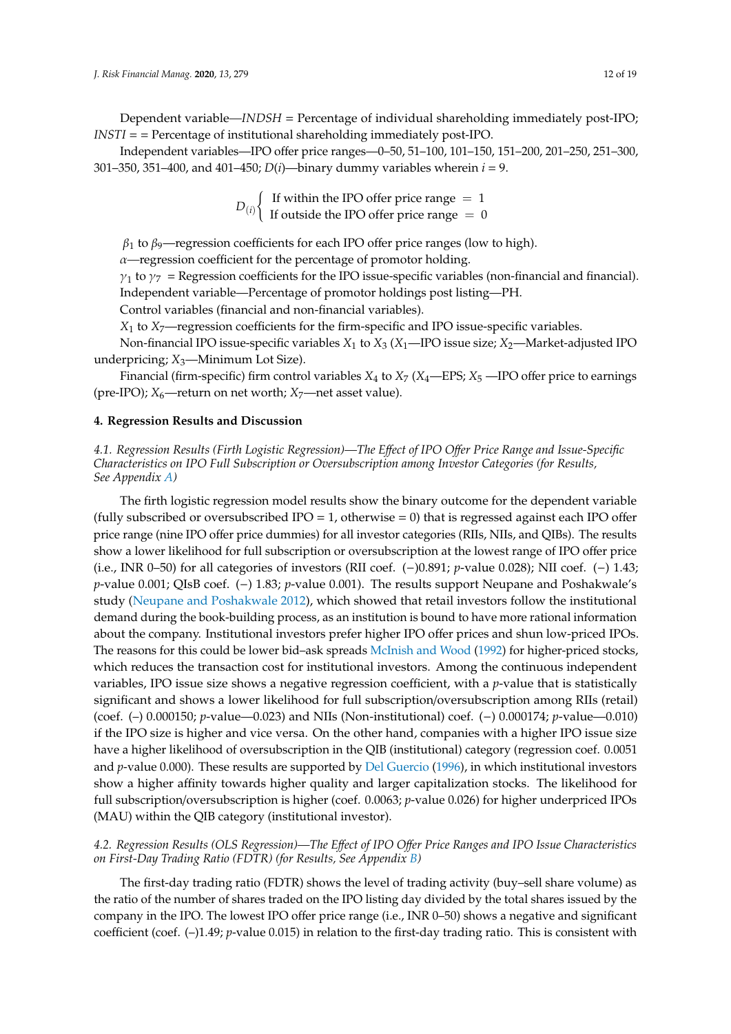Dependent variable—*INDSH* = Percentage of individual shareholding immediately post-IPO; *INSTI* = = Percentage of institutional shareholding immediately post-IPO.

Independent variables—IPO offer price ranges—0–50, 51–100, 101–150, 151–200, 201–250, 251–300, 301–350, 351–400, and 401–450; $D(i)$—binary dummy variables wherein $i$ = 9.

$$D_{(i)}\begin{cases} \text{If within the IPO offer price range } = 1 \\ \text{If outside the IPO offer price range } = 0 \end{cases}$$

$\beta_1$ to $\beta_9$—regression coefficients for each IPO offer price ranges (low to high).

$\alpha$—regression coefficient for the percentage of promotor holding.

$\gamma_1$ to $\gamma_7$ = Regression coefficients for the IPO issue-specific variables (non-financial and financial).

Independent variable—Percentage of promotor holdings post listing—PH.

Control variables (financial and non-financial variables).

$X_1$ to $X_7$—regression coefficients for the firm-specific and IPO issue-specific variables.

Non-financial IPO issue-specific variables $X_1$ to $X_3$ ($X_1$—IPO issue size; $X_2$—Market-adjusted IPO underpricing; $X_3$—Minimum Lot Size).

Financial (firm-specific) firm control variables $X_4$ to $X_7$ ($X_4$—EPS; $X_5$ —IPO offer price to earnings (pre-IPO); $X_6$—return on net worth; $X_7$—net asset value).

## 4. Regression Results and Discussion

### *4.1. Regression Results (Firth Logistic Regression)—The Effect of IPO Offer Price Range and Issue-Specific Characteristics on IPO Full Subscription or Oversubscription among Investor Categories (for Results, See Appendix A)*

The firth logistic regression model results show the binary outcome for the dependent variable (fully subscribed or oversubscribed IPO = 1, otherwise = 0) that is regressed against each IPO offer price range (nine IPO offer price dummies) for all investor categories (RIIs, NIIs, and QIBs). The results show a lower likelihood for full subscription or oversubscription at the lowest range of IPO offer price (i.e., INR 0–50) for all categories of investors (RII coef. (−)0.891; *p*-value 0.028); NII coef. (−) 1.43; *p*-value 0.001; QIsB coef. (−) 1.83; *p*-value 0.001). The results support Neupane and Poshakwale's study (Neupane and Poshakwale 2012), which showed that retail investors follow the institutional demand during the book-building process, as an institution is bound to have more rational information about the company. Institutional investors prefer higher IPO offer prices and shun low-priced IPOs. The reasons for this could be lower bid–ask spreads McInish and Wood (1992) for higher-priced stocks, which reduces the transaction cost for institutional investors. Among the continuous independent variables, IPO issue size shows a negative regression coefficient, with a *p*-value that is statistically significant and shows a lower likelihood for full subscription/oversubscription among RIIs (retail) (coef. (–) 0.000150; *p*-value—0.023) and NIIs (Non-institutional) coef. (−) 0.000174; *p*-value—0.010) if the IPO size is higher and vice versa. On the other hand, companies with a higher IPO issue size have a higher likelihood of oversubscription in the QIB (institutional) category (regression coef. 0.0051 and *p*-value 0.000). These results are supported by Del Guercio (1996), in which institutional investors show a higher affinity towards higher quality and larger capitalization stocks. The likelihood for full subscription/oversubscription is higher (coef. 0.0063; *p*-value 0.026) for higher underpriced IPOs (MAU) within the QIB category (institutional investor).

### *4.2. Regression Results (OLS Regression)—The Effect of IPO Offer Price Ranges and IPO Issue Characteristics on First-Day Trading Ratio (FDTR) (for Results, See Appendix B)*

The first-day trading ratio (FDTR) shows the level of trading activity (buy–sell share volume) as the ratio of the number of shares traded on the IPO listing day divided by the total shares issued by the company in the IPO. The lowest IPO offer price range (i.e., INR 0–50) shows a negative and significant coefficient (coef. (–)1.49; *p*-value 0.015) in relation to the first-day trading ratio. This is consistent with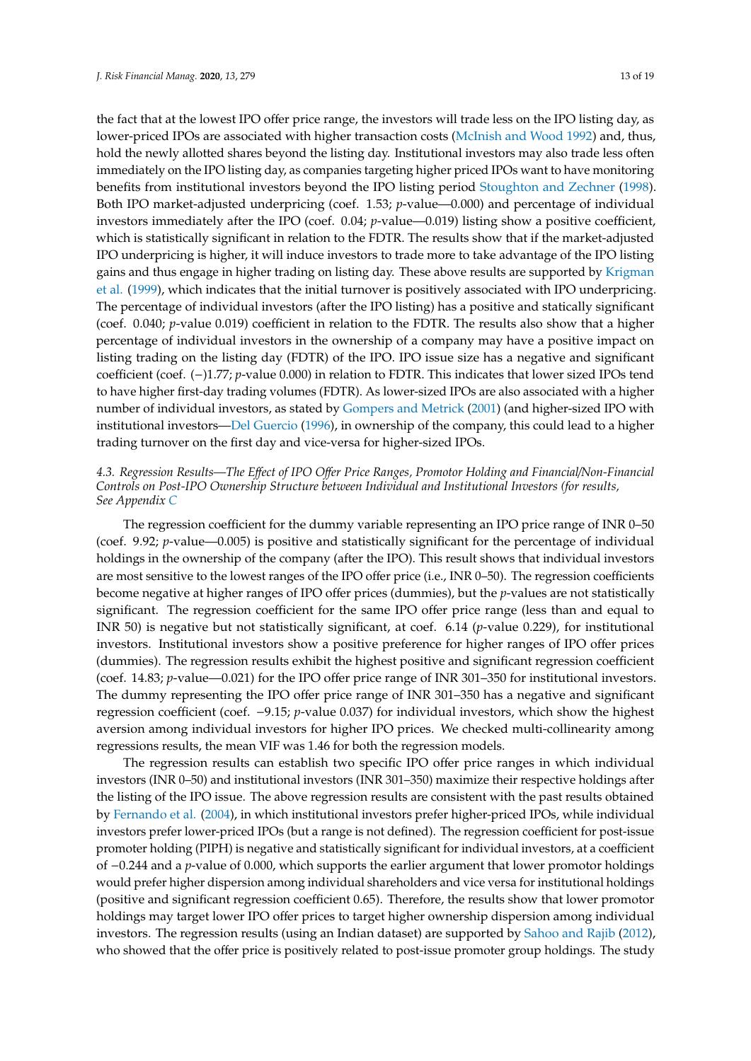the fact that at the lowest IPO offer price range, the investors will trade less on the IPO listing day, as lower-priced IPOs are associated with higher transaction costs (McInish and Wood 1992) and, thus, hold the newly allotted shares beyond the listing day. Institutional investors may also trade less often immediately on the IPO listing day, as companies targeting higher priced IPOs want to have monitoring benefits from institutional investors beyond the IPO listing period Stoughton and Zechner (1998). Both IPO market-adjusted underpricing (coef. 1.53; *p*-value—0.000) and percentage of individual investors immediately after the IPO (coef. 0.04; *p*-value—0.019) listing show a positive coefficient, which is statistically significant in relation to the FDTR. The results show that if the market-adjusted IPO underpricing is higher, it will induce investors to trade more to take advantage of the IPO listing gains and thus engage in higher trading on listing day. These above results are supported by Krigman et al. (1999), which indicates that the initial turnover is positively associated with IPO underpricing. The percentage of individual investors (after the IPO listing) has a positive and statically significant (coef. 0.040; *p*-value 0.019) coefficient in relation to the FDTR. The results also show that a higher percentage of individual investors in the ownership of a company may have a positive impact on listing trading on the listing day (FDTR) of the IPO. IPO issue size has a negative and significant coefficient (coef. (−)1.77; *p*-value 0.000) in relation to FDTR. This indicates that lower sized IPOs tend to have higher first-day trading volumes (FDTR). As lower-sized IPOs are also associated with a higher number of individual investors, as stated by Gompers and Metrick (2001) (and higher-sized IPO with institutional investors—Del Guercio (1996), in ownership of the company, this could lead to a higher trading turnover on the first day and vice-versa for higher-sized IPOs.

### *4.3. Regression Results—The Effect of IPO Offer Price Ranges, Promotor Holding and Financial/Non-Financial Controls on Post-IPO Ownership Structure between Individual and Institutional Investors (for results, See Appendix C*

The regression coefficient for the dummy variable representing an IPO price range of INR 0–50 (coef. 9.92; *p*-value—0.005) is positive and statistically significant for the percentage of individual holdings in the ownership of the company (after the IPO). This result shows that individual investors are most sensitive to the lowest ranges of the IPO offer price (i.e., INR 0–50). The regression coefficients become negative at higher ranges of IPO offer prices (dummies), but the *p*-values are not statistically significant. The regression coefficient for the same IPO offer price range (less than and equal to INR 50) is negative but not statistically significant, at coef. 6.14 (*p*-value 0.229), for institutional investors. Institutional investors show a positive preference for higher ranges of IPO offer prices (dummies). The regression results exhibit the highest positive and significant regression coefficient (coef. 14.83; *p*-value—0.021) for the IPO offer price range of INR 301–350 for institutional investors. The dummy representing the IPO offer price range of INR 301–350 has a negative and significant regression coefficient (coef. −9.15; *p*-value 0.037) for individual investors, which show the highest aversion among individual investors for higher IPO prices. We checked multi-collinearity among regressions results, the mean VIF was 1.46 for both the regression models.

The regression results can establish two specific IPO offer price ranges in which individual investors (INR 0–50) and institutional investors (INR 301–350) maximize their respective holdings after the listing of the IPO issue. The above regression results are consistent with the past results obtained by Fernando et al. (2004), in which institutional investors prefer higher-priced IPOs, while individual investors prefer lower-priced IPOs (but a range is not defined). The regression coefficient for post-issue promoter holding (PIPH) is negative and statistically significant for individual investors, at a coefficient of −0.244 and a *p*-value of 0.000, which supports the earlier argument that lower promotor holdings would prefer higher dispersion among individual shareholders and vice versa for institutional holdings (positive and significant regression coefficient 0.65). Therefore, the results show that lower promotor holdings may target lower IPO offer prices to target higher ownership dispersion among individual investors. The regression results (using an Indian dataset) are supported by Sahoo and Rajib (2012), who showed that the offer price is positively related to post-issue promoter group holdings. The study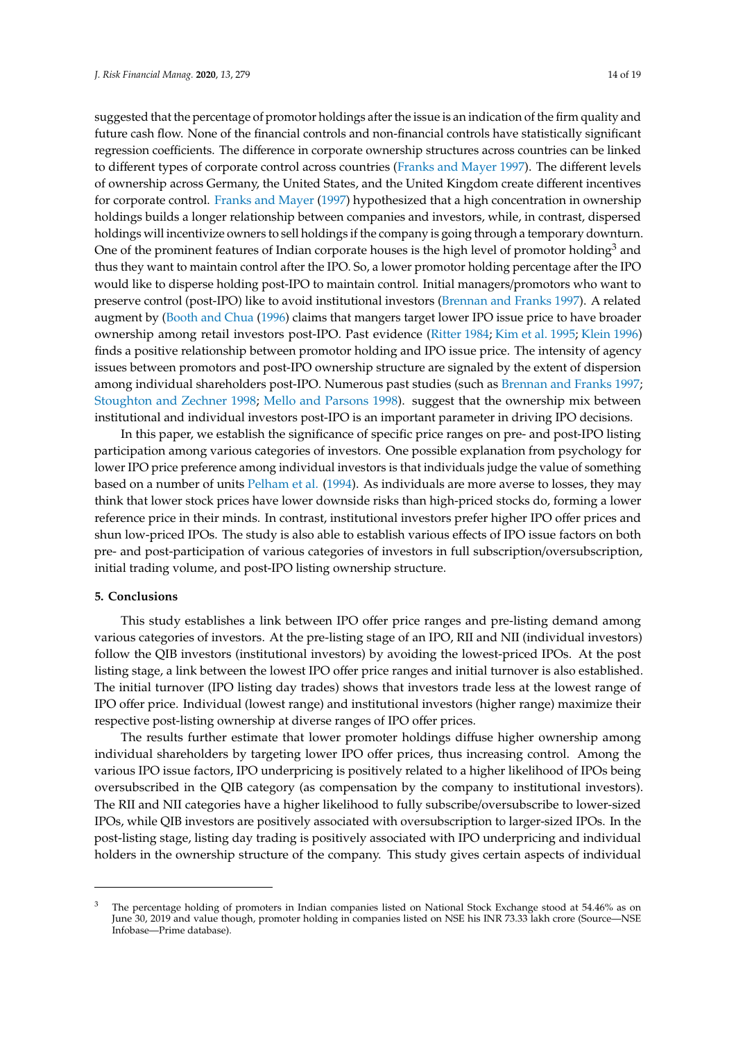suggested that the percentage of promotor holdings after the issue is an indication of the firm quality and future cash flow. None of the financial controls and non-financial controls have statistically significant regression coefficients. The difference in corporate ownership structures across countries can be linked to different types of corporate control across countries (Franks and Mayer 1997). The different levels of ownership across Germany, the United States, and the United Kingdom create different incentives for corporate control. Franks and Mayer (1997) hypothesized that a high concentration in ownership holdings builds a longer relationship between companies and investors, while, in contrast, dispersed holdings will incentivize owners to sell holdings if the company is going through a temporary downturn. One of the prominent features of Indian corporate houses is the high level of promotor holding[3] and thus they want to maintain control after the IPO. So, a lower promotor holding percentage after the IPO would like to disperse holding post-IPO to maintain control. Initial managers/promotors who want to preserve control (post-IPO) like to avoid institutional investors (Brennan and Franks 1997). A related augment by (Booth and Chua (1996) claims that mangers target lower IPO issue price to have broader ownership among retail investors post-IPO. Past evidence (Ritter 1984; Kim et al. 1995; Klein 1996) finds a positive relationship between promotor holding and IPO issue price. The intensity of agency issues between promotors and post-IPO ownership structure are signaled by the extent of dispersion among individual shareholders post-IPO. Numerous past studies (such as Brennan and Franks 1997; Stoughton and Zechner 1998; Mello and Parsons 1998). suggest that the ownership mix between institutional and individual investors post-IPO is an important parameter in driving IPO decisions.

In this paper, we establish the significance of specific price ranges on pre- and post-IPO listing participation among various categories of investors. One possible explanation from psychology for lower IPO price preference among individual investors is that individuals judge the value of something based on a number of units Pelham et al. (1994). As individuals are more averse to losses, they may think that lower stock prices have lower downside risks than high-priced stocks do, forming a lower reference price in their minds. In contrast, institutional investors prefer higher IPO offer prices and shun low-priced IPOs. The study is also able to establish various effects of IPO issue factors on both pre- and post-participation of various categories of investors in full subscription/oversubscription, initial trading volume, and post-IPO listing ownership structure.

## 5. Conclusions

This study establishes a link between IPO offer price ranges and pre-listing demand among various categories of investors. At the pre-listing stage of an IPO, RII and NII (individual investors) follow the QIB investors (institutional investors) by avoiding the lowest-priced IPOs. At the post listing stage, a link between the lowest IPO offer price ranges and initial turnover is also established. The initial turnover (IPO listing day trades) shows that investors trade less at the lowest range of IPO offer price. Individual (lowest range) and institutional investors (higher range) maximize their respective post-listing ownership at diverse ranges of IPO offer prices.

The results further estimate that lower promoter holdings diffuse higher ownership among individual shareholders by targeting lower IPO offer prices, thus increasing control. Among the various IPO issue factors, IPO underpricing is positively related to a higher likelihood of IPOs being oversubscribed in the QIB category (as compensation by the company to institutional investors). The RII and NII categories have a higher likelihood to fully subscribe/oversubscribe to lower-sized IPOs, while QIB investors are positively associated with oversubscription to larger-sized IPOs. In the post-listing stage, listing day trading is positively associated with IPO underpricing and individual holders in the ownership structure of the company. This study gives certain aspects of individual

---

[3] The percentage holding of promoters in Indian companies listed on National Stock Exchange stood at 54.46% as on June 30, 2019 and value though, promoter holding in companies listed on NSE his INR 73.33 lakh crore (Source—NSE Infobase—Prime database).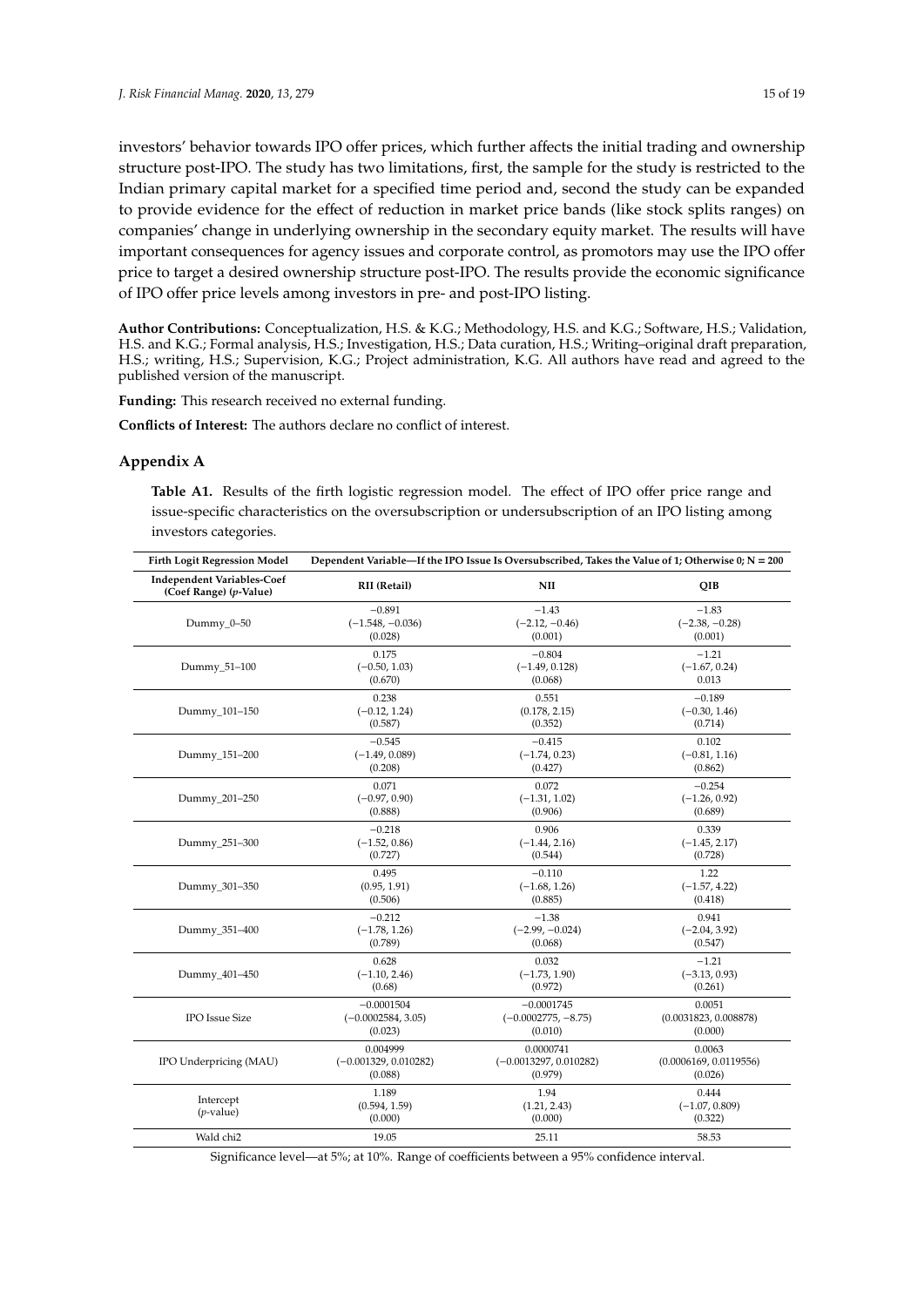investors' behavior towards IPO offer prices, which further affects the initial trading and ownership structure post-IPO. The study has two limitations, first, the sample for the study is restricted to the Indian primary capital market for a specified time period and, second the study can be expanded to provide evidence for the effect of reduction in market price bands (like stock splits ranges) on companies' change in underlying ownership in the secondary equity market. The results will have important consequences for agency issues and corporate control, as promotors may use the IPO offer price to target a desired ownership structure post-IPO. The results provide the economic significance of IPO offer price levels among investors in pre- and post-IPO listing.

**Author Contributions:** Conceptualization, H.S. & K.G.; Methodology, H.S. and K.G.; Software, H.S.; Validation, H.S. and K.G.; Formal analysis, H.S.; Investigation, H.S.; Data curation, H.S.; Writing–original draft preparation, H.S.; writing, H.S.; Supervision, K.G.; Project administration, K.G. All authors have read and agreed to the published version of the manuscript.

**Funding:** This research received no external funding.

**Conflicts of Interest:** The authors declare no conflict of interest.

## Appendix A

**Table A1.** Results of the firth logistic regression model. The effect of IPO offer price range and issue-specific characteristics on the oversubscription or undersubscription of an IPO listing among investors categories.

| Firth Logit Regression Model | Dependent Variable—If the IPO Issue Is Oversubscribed, Takes the Value of 1; Otherwise 0; N = 200 | | |
|---|---|---|---|
| **Independent Variables-Coef (Coef Range) (*p*-Value)** | **RII (Retail)** | **NII** | **QIB** |
| Dummy_0–50 | −0.891<br>(−1.548, −0.036)<br>(0.028) | −1.43<br>(−2.12, −0.46)<br>(0.001) | −1.83<br>(−2.38, −0.28)<br>(0.001) |
| Dummy_51–100 | 0.175<br>(−0.50, 1.03)<br>(0.670) | −0.804<br>(−1.49, 0.128)<br>(0.068) | −1.21<br>(−1.67, 0.24)<br>0.013 |
| Dummy_101–150 | 0.238<br>(−0.12, 1.24)<br>(0.587) | 0.551<br>(0.178, 2.15)<br>(0.352) | −0.189<br>(−0.30, 1.46)<br>(0.714) |
| Dummy_151–200 | −0.545<br>(−1.49, 0.089)<br>(0.208) | −0.415<br>(−1.74, 0.23)<br>(0.427) | 0.102<br>(−0.81, 1.16)<br>(0.862) |
| Dummy_201–250 | 0.071<br>(−0.97, 0.90)<br>(0.888) | 0.072<br>(−1.31, 1.02)<br>(0.906) | −0.254<br>(−1.26, 0.92)<br>(0.689) |
| Dummy_251–300 | −0.218<br>(−1.52, 0.86)<br>(0.727) | 0.906<br>(−1.44, 2.16)<br>(0.544) | 0.339<br>(−1.45, 2.17)<br>(0.728) |
| Dummy_301–350 | 0.495<br>(0.95, 1.91)<br>(0.506) | −0.110<br>(−1.68, 1.26)<br>(0.885) | 1.22<br>(−1.57, 4.22)<br>(0.418) |
| Dummy_351–400 | −0.212<br>(−1.78, 1.26)<br>(0.789) | −1.38<br>(−2.99, −0.024)<br>(0.068) | 0.941<br>(−2.04, 3.92)<br>(0.547) |
| Dummy_401–450 | 0.628<br>(−1.10, 2.46)<br>(0.68) | 0.032<br>(−1.73, 1.90)<br>(0.972) | −1.21<br>(−3.13, 0.93)<br>(0.261) |
| IPO Issue Size | −0.0001504<br>(−0.0002584, 3.05)<br>(0.023) | −0.0001745<br>(−0.0002775, −8.75)<br>(0.010) | 0.0051<br>(0.0031823, 0.008878)<br>(0.000) |
| IPO Underpricing (MAU) | 0.004999<br>(−0.001329, 0.010282)<br>(0.088) | 0.0000741<br>(−0.0013297, 0.010282)<br>(0.979) | 0.0063<br>(0.0006169, 0.0119556)<br>(0.026) |
| Intercept<br>(*p*-value) | 1.189<br>(0.594, 1.59)<br>(0.000) | 1.94<br>(1.21, 2.43)<br>(0.000) | 0.444<br>(−1.07, 0.809)<br>(0.322) |
| Wald chi2 | 19.05 | 25.11 | 58.53 |

Significance level—at 5%; at 10%. Range of coefficients between a 95% confidence interval.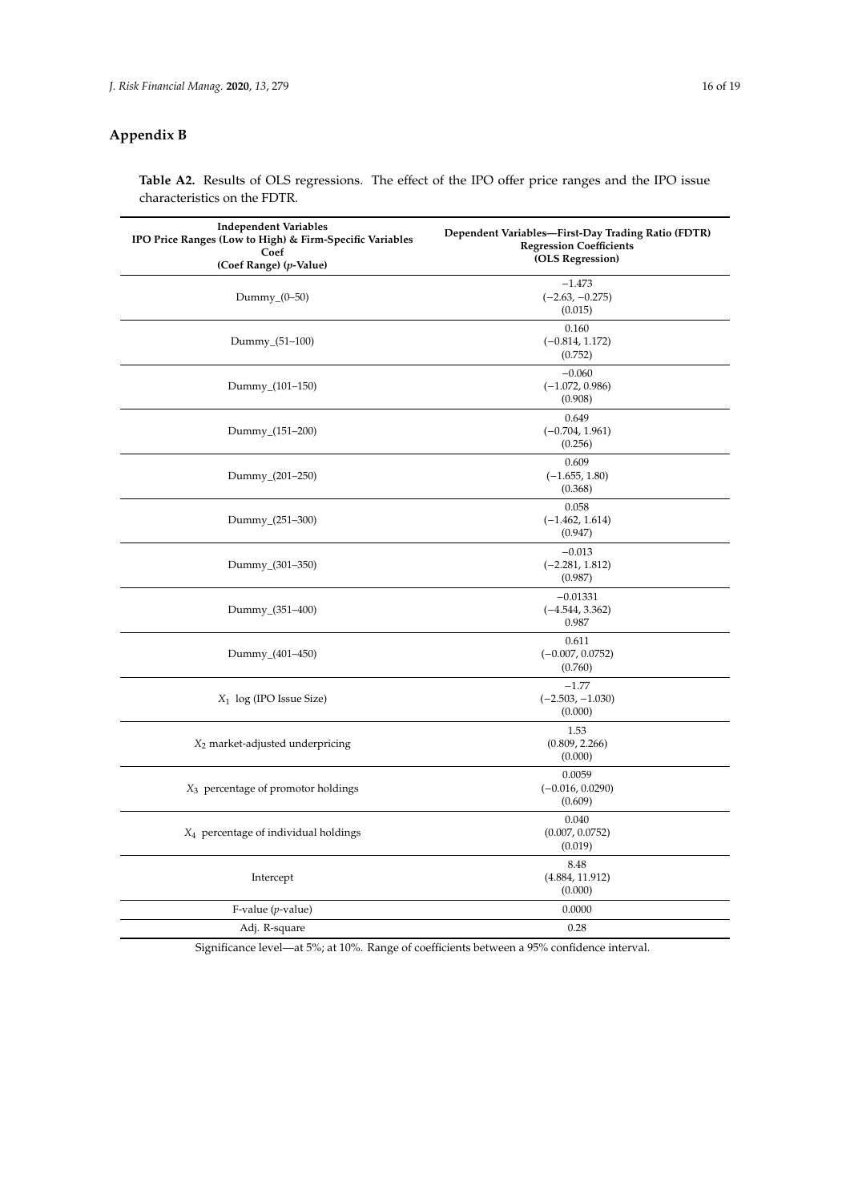## Appendix B

**Table A2.** Results of OLS regressions. The effect of the IPO offer price ranges and the IPO issue characteristics on the FDTR.

| Independent Variables IPO Price Ranges (Low to High) & Firm-Specific Variables Coef (Coef Range) (*p*-Value) | Dependent Variables—First-Day Trading Ratio (FDTR) Regression Coefficients (OLS Regression) |
|---|---|
| Dummy_(0–50) | −1.473 (−2.63, −0.275) (0.015) |
| Dummy_(51–100) | 0.160 (−0.814, 1.172) (0.752) |
| Dummy_(101–150) | −0.060 (−1.072, 0.986) (0.908) |
| Dummy_(151–200) | 0.649 (−0.704, 1.961) (0.256) |
| Dummy_(201–250) | 0.609 (−1.655, 1.80) (0.368) |
| Dummy_(251–300) | 0.058 (−1.462, 1.614) (0.947) |
| Dummy_(301–350) | −0.013 (−2.281, 1.812) (0.987) |
| Dummy_(351–400) | −0.01331 (−4.544, 3.362) 0.987 |
| Dummy_(401–450) | 0.611 (−0.007, 0.0752) (0.760) |
| $X_1$ log (IPO Issue Size) | −1.77 (−2.503, −1.030) (0.000) |
| $X_2$ market-adjusted underpricing | 1.53 (0.809, 2.266) (0.000) |
| $X_3$ percentage of promotor holdings | 0.0059 (−0.016, 0.0290) (0.609) |
| $X_4$ percentage of individual holdings | 0.040 (0.007, 0.0752) (0.019) |
| Intercept | 8.48 (4.884, 11.912) (0.000) |
| F-value (*p*-value) | 0.0000 |
| Adj. R-square | 0.28 |

Significance level—at 5%; at 10%. Range of coefficients between a 95% confidence interval.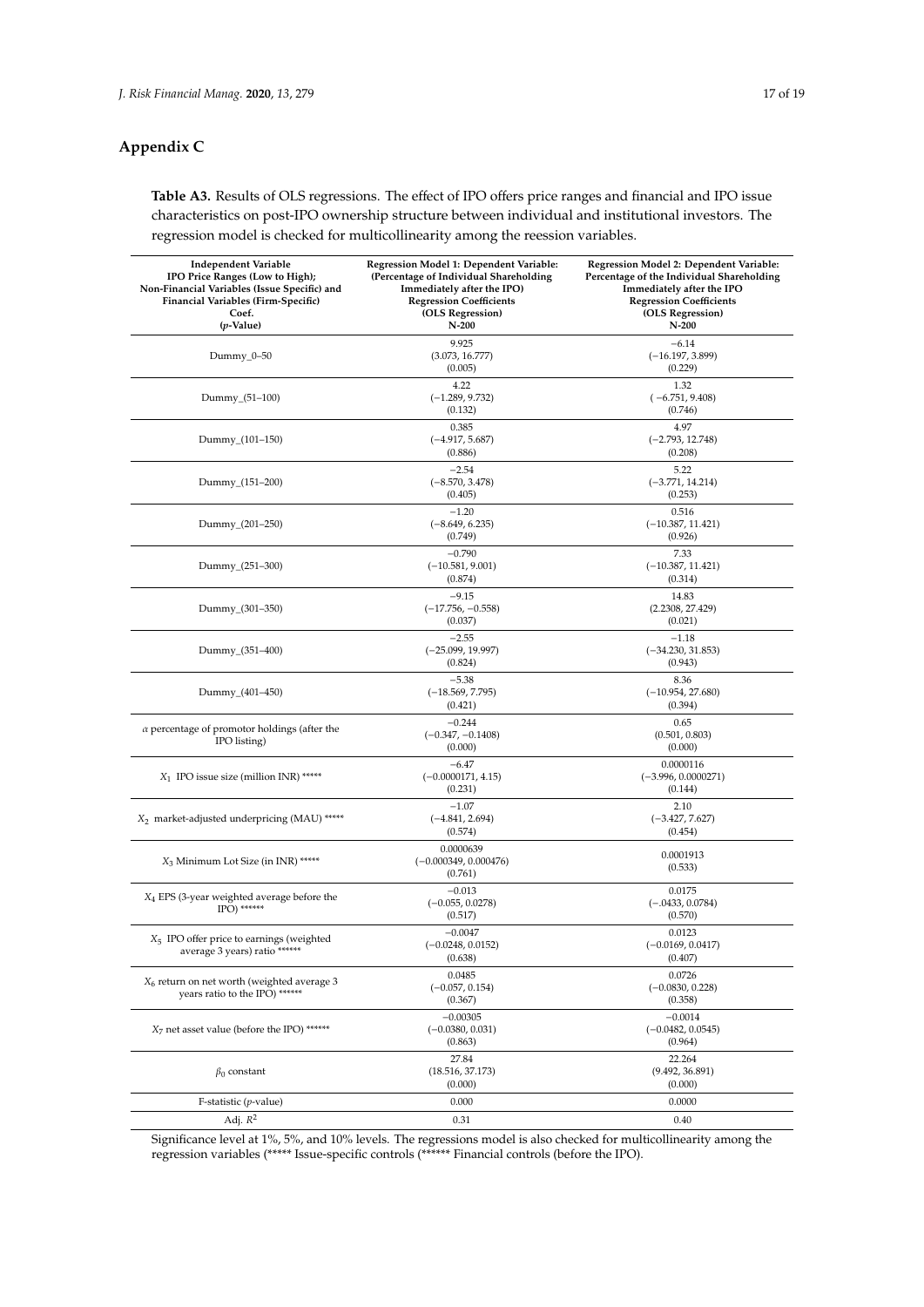## Appendix C

**Table A3.** Results of OLS regressions. The effect of IPO offers price ranges and financial and IPO issue characteristics on post-IPO ownership structure between individual and institutional investors. The regression model is checked for multicollinearity among the reession variables.

| Independent Variable IPO Price Ranges (Low to High); Non-Financial Variables (Issue Specific) and Financial Variables (Firm-Specific) Coef. (*p*-Value) | Regression Model 1: Dependent Variable: (Percentage of Individual Shareholding Immediately after the IPO) Regression Coefficients (OLS Regression) N-200 | Regression Model 2: Dependent Variable: Percentage of the Individual Shareholding Immediately after the IPO Regression Coefficients (OLS Regression) N-200 |
|---|---|---|
| Dummy_0–50 | 9.925 (3.073, 16.777) (0.005) | −6.14 (−16.197, 3.899) (0.229) |
| Dummy_(51–100) | 4.22 (−1.289, 9.732) (0.132) | 1.32 ( −6.751, 9.408) (0.746) |
| Dummy_(101–150) | 0.385 (−4.917, 5.687) (0.886) | 4.97 (−2.793, 12.748) (0.208) |
| Dummy_(151–200) | −2.54 (−8.570, 3.478) (0.405) | 5.22 (−3.771, 14.214) (0.253) |
| Dummy_(201–250) | −1.20 (−8.649, 6.235) (0.749) | 0.516 (−10.387, 11.421) (0.926) |
| Dummy_(251–300) | −0.790 (−10.581, 9.001) (0.874) | 7.33 (−10.387, 11.421) (0.314) |
| Dummy_(301–350) | −9.15 (−17.756, −0.558) (0.037) | 14.83 (2.2308, 27.429) (0.021) |
| Dummy_(351–400) | −2.55 (−25.099, 19.997) (0.824) | −1.18 (−34.230, 31.853) (0.943) |
| Dummy_(401–450) | −5.38 (−18.569, 7.795) (0.421) | 8.36 (−10.954, 27.680) (0.394) |
| $\alpha$ percentage of promotor holdings (after the IPO listing) | −0.244 (−0.347, −0.1408) (0.000) | 0.65 (0.501, 0.803) (0.000) |
| $X_1$ IPO issue size (million INR) ***** | −6.47 (−0.0000171, 4.15) (0.231) | 0.0000116 (−3.996, 0.0000271) (0.144) |
| $X_2$ market-adjusted underpricing (MAU) ***** | −1.07 (−4.841, 2.694) (0.574) | 2.10 (−3.427, 7.627) (0.454) |
| $X_3$ Minimum Lot Size (in INR) ***** | 0.0000639 (−0.000349, 0.000476) (0.761) | 0.0001913 (0.533) |
| $X_4$ EPS (3-year weighted average before the IPO) ****** | −0.013 (−0.055, 0.0278) (0.517) | 0.0175 (−.0433, 0.0784) (0.570) |
| $X_5$ IPO offer price to earnings (weighted average 3 years) ratio ****** | −0.0047 (−0.0248, 0.0152) (0.638) | 0.0123 (−0.0169, 0.0417) (0.407) |
| $X_6$ return on net worth (weighted average 3 years ratio to the IPO) ****** | 0.0485 (−0.057, 0.154) (0.367) | 0.0726 (−0.0830, 0.228) (0.358) |
| $X_7$ net asset value (before the IPO) ****** | −0.00305 (−0.0380, 0.031) (0.863) | −0.0014 (−0.0482, 0.0545) (0.964) |
| $\beta_0$ constant | 27.84 (18.516, 37.173) (0.000) | 22.264 (9.492, 36.891) (0.000) |
| F-statistic (*p*-value) | 0.000 | 0.0000 |
| Adj. $R^2$ | 0.31 | 0.40 |

Significance level at 1%, 5%, and 10% levels. The regressions model is also checked for multicollinearity among the regression variables (***** Issue-specific controls (****** Financial controls (before the IPO).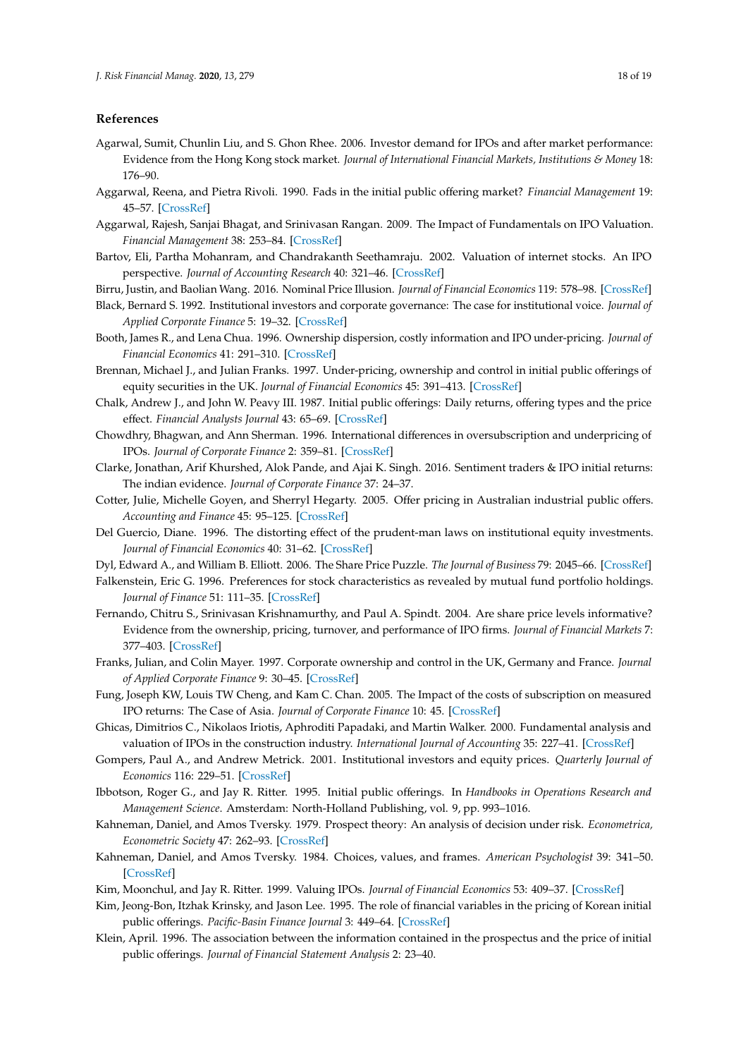## References

Agarwal, Sumit, Chunlin Liu, and S. Ghon Rhee. 2006. Investor demand for IPOs and after market performance: Evidence from the Hong Kong stock market. *Journal of International Financial Markets, Institutions & Money* 18: 176–90.

Aggarwal, Reena, and Pietra Rivoli. 1990. Fads in the initial public offering market? *Financial Management* 19: 45–57. [CrossRef]

Aggarwal, Rajesh, Sanjai Bhagat, and Srinivasan Rangan. 2009. The Impact of Fundamentals on IPO Valuation. *Financial Management* 38: 253–84. [CrossRef]

Bartov, Eli, Partha Mohanram, and Chandrakanth Seethamraju. 2002. Valuation of internet stocks. An IPO perspective. *Journal of Accounting Research* 40: 321–46. [CrossRef]

Birru, Justin, and Baolian Wang. 2016. Nominal Price Illusion. *Journal of Financial Economics* 119: 578–98. [CrossRef]

Black, Bernard S. 1992. Institutional investors and corporate governance: The case for institutional voice. *Journal of Applied Corporate Finance* 5: 19–32. [CrossRef]

Booth, James R., and Lena Chua. 1996. Ownership dispersion, costly information and IPO under-pricing. *Journal of Financial Economics* 41: 291–310. [CrossRef]

Brennan, Michael J., and Julian Franks. 1997. Under-pricing, ownership and control in initial public offerings of equity securities in the UK. *Journal of Financial Economics* 45: 391–413. [CrossRef]

Chalk, Andrew J., and John W. Peavy III. 1987. Initial public offerings: Daily returns, offering types and the price effect. *Financial Analysts Journal* 43: 65–69. [CrossRef]

Chowdhry, Bhagwan, and Ann Sherman. 1996. International differences in oversubscription and underpricing of IPOs. *Journal of Corporate Finance* 2: 359–81. [CrossRef]

Clarke, Jonathan, Arif Khurshed, Alok Pande, and Ajai K. Singh. 2016. Sentiment traders & IPO initial returns: The indian evidence. *Journal of Corporate Finance* 37: 24–37.

Cotter, Julie, Michelle Goyen, and Sherryl Hegarty. 2005. Offer pricing in Australian industrial public offers. *Accounting and Finance* 45: 95–125. [CrossRef]

Del Guercio, Diane. 1996. The distorting effect of the prudent-man laws on institutional equity investments. *Journal of Financial Economics* 40: 31–62. [CrossRef]

Dyl, Edward A., and William B. Elliott. 2006. The Share Price Puzzle. *The Journal of Business* 79: 2045–66. [CrossRef]

Falkenstein, Eric G. 1996. Preferences for stock characteristics as revealed by mutual fund portfolio holdings. *Journal of Finance* 51: 111–35. [CrossRef]

Fernando, Chitru S., Srinivasan Krishnamurthy, and Paul A. Spindt. 2004. Are share price levels informative? Evidence from the ownership, pricing, turnover, and performance of IPO firms. *Journal of Financial Markets* 7: 377–403. [CrossRef]

Franks, Julian, and Colin Mayer. 1997. Corporate ownership and control in the UK, Germany and France. *Journal of Applied Corporate Finance* 9: 30–45. [CrossRef]

Fung, Joseph KW, Louis TW Cheng, and Kam C. Chan. 2005. The Impact of the costs of subscription on measured IPO returns: The Case of Asia. *Journal of Corporate Finance* 10: 45. [CrossRef]

Ghicas, Dimitrios C., Nikolaos Iriotis, Aphroditi Papadaki, and Martin Walker. 2000. Fundamental analysis and valuation of IPOs in the construction industry. *International Journal of Accounting* 35: 227–41. [CrossRef]

Gompers, Paul A., and Andrew Metrick. 2001. Institutional investors and equity prices. *Quarterly Journal of Economics* 116: 229–51. [CrossRef]

Ibbotson, Roger G., and Jay R. Ritter. 1995. Initial public offerings. In *Handbooks in Operations Research and Management Science*. Amsterdam: North-Holland Publishing, vol. 9, pp. 993–1016.

Kahneman, Daniel, and Amos Tversky. 1979. Prospect theory: An analysis of decision under risk. *Econometrica, Econometric Society* 47: 262–93. [CrossRef]

Kahneman, Daniel, and Amos Tversky. 1984. Choices, values, and frames. *American Psychologist* 39: 341–50. [CrossRef]

Kim, Moonchul, and Jay R. Ritter. 1999. Valuing IPOs. *Journal of Financial Economics* 53: 409–37. [CrossRef]

Kim, Jeong-Bon, Itzhak Krinsky, and Jason Lee. 1995. The role of financial variables in the pricing of Korean initial public offerings. *Pacific-Basin Finance Journal* 3: 449–64. [CrossRef]

Klein, April. 1996. The association between the information contained in the prospectus and the price of initial public offerings. *Journal of Financial Statement Analysis* 2: 23–40.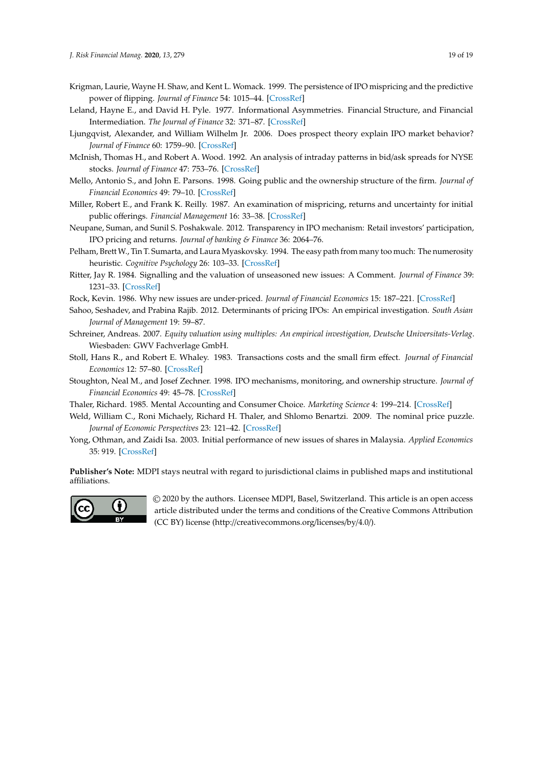Krigman, Laurie, Wayne H. Shaw, and Kent L. Womack. 1999. The persistence of IPO mispricing and the predictive power of flipping. *Journal of Finance* 54: 1015–44. [CrossRef]

Leland, Hayne E., and David H. Pyle. 1977. Informational Asymmetries. Financial Structure, and Financial Intermediation. *The Journal of Finance* 32: 371–87. [CrossRef]

Ljungqvist, Alexander, and William Wilhelm Jr. 2006. Does prospect theory explain IPO market behavior? *Journal of Finance* 60: 1759–90. [CrossRef]

McInish, Thomas H., and Robert A. Wood. 1992. An analysis of intraday patterns in bid/ask spreads for NYSE stocks. *Journal of Finance* 47: 753–76. [CrossRef]

Mello, Antonio S., and John E. Parsons. 1998. Going public and the ownership structure of the firm. *Journal of Financial Economics* 49: 79–10. [CrossRef]

Miller, Robert E., and Frank K. Reilly. 1987. An examination of mispricing, returns and uncertainty for initial public offerings. *Financial Management* 16: 33–38. [CrossRef]

Neupane, Suman, and Sunil S. Poshakwale. 2012. Transparency in IPO mechanism: Retail investors' participation, IPO pricing and returns. *Journal of banking & Finance* 36: 2064–76.

Pelham, Brett W., Tin T. Sumarta, and Laura Myaskovsky. 1994. The easy path from many too much: The numerosity heuristic. *Cognitive Psychology* 26: 103–33. [CrossRef]

Ritter, Jay R. 1984. Signalling and the valuation of unseasoned new issues: A Comment. *Journal of Finance* 39: 1231–33. [CrossRef]

Rock, Kevin. 1986. Why new issues are under-priced. *Journal of Financial Economics* 15: 187–221. [CrossRef]

Sahoo, Seshadev, and Prabina Rajib. 2012. Determinants of pricing IPOs: An empirical investigation. *South Asian Journal of Management* 19: 59–87.

Schreiner, Andreas. 2007. *Equity valuation using multiples: An empirical investigation, Deutsche Universitats-Verlag*. Wiesbaden: GWV Fachverlage GmbH.

Stoll, Hans R., and Robert E. Whaley. 1983. Transactions costs and the small firm effect. *Journal of Financial Economics* 12: 57–80. [CrossRef]

Stoughton, Neal M., and Josef Zechner. 1998. IPO mechanisms, monitoring, and ownership structure. *Journal of Financial Economics* 49: 45–78. [CrossRef]

Thaler, Richard. 1985. Mental Accounting and Consumer Choice. *Marketing Science* 4: 199–214. [CrossRef]

Weld, William C., Roni Michaely, Richard H. Thaler, and Shlomo Benartzi. 2009. The nominal price puzzle. *Journal of Economic Perspectives* 23: 121–42. [CrossRef]

Yong, Othman, and Zaidi Isa. 2003. Initial performance of new issues of shares in Malaysia. *Applied Economics* 35: 919. [CrossRef]

**Publisher's Note:** MDPI stays neutral with regard to jurisdictional claims in published maps and institutional affiliations.

© 2020 by the authors. Licensee MDPI, Basel, Switzerland. This article is an open access article distributed under the terms and conditions of the Creative Commons Attribution (CC BY) license (http://creativecommons.org/licenses/by/4.0/).